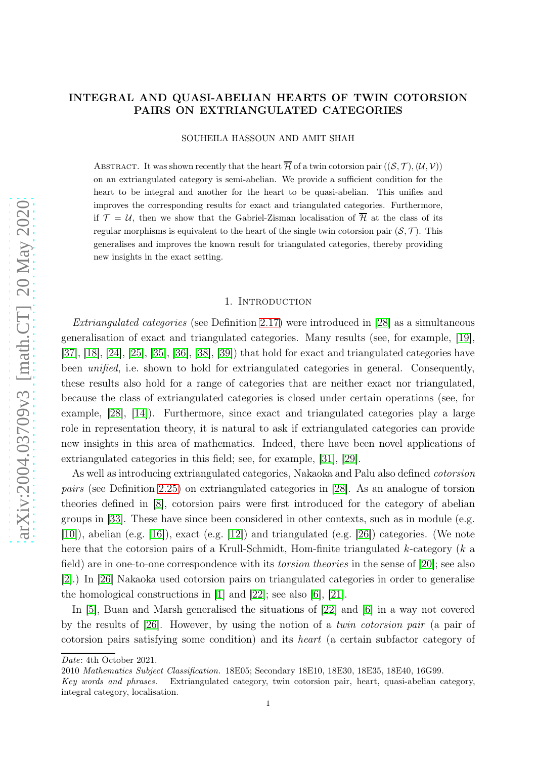# INTEGRAL AND QUASI-ABELIAN HEARTS OF TWIN COTORSION PAIRS ON EXTRIANGULATED CATEGORIES

SOUHEILA HASSOUN AND AMIT SHAH

Abstract. It was shown recently that the heart $\overline{\mathcal{H}}$ of a twin cotorsion pair $((\mathcal{S},\mathcal{T}),(\mathcal{U},\mathcal{V}))$ on an extriangulated category is semi-abelian. We provide a sufficient condition for the heart to be integral and another for the heart to be quasi-abelian. This unifies and improves the corresponding results for exact and triangulated categories. Furthermore, if $\mathcal{T}=\mathcal{U}$, then we show that the Gabriel-Zisman localisation of $\overline{\mathcal{H}}$ at the class of its regular morphisms is equivalent to the heart of the single twin cotorsion pair $(\mathcal{S},\mathcal{T})$. This generalises and improves the known result for triangulated categories, thereby providing new insights in the exact setting.

## 1. Introduction

*Extriangulated categories* (see Definition 2.17) were introduced in [28] as a simultaneous generalisation of exact and triangulated categories. Many results (see, for example, [19], [37], [18], [24], [25], [35], [36], [38], [39]) that hold for exact and triangulated categories have been *unified*, i.e. shown to hold for extriangulated categories in general. Consequently, these results also hold for a range of categories that are neither exact nor triangulated, because the class of extriangulated categories is closed under certain operations (see, for example, [28], [14]). Furthermore, since exact and triangulated categories play a large role in representation theory, it is natural to ask if extriangulated categories can provide new insights in this area of mathematics. Indeed, there have been novel applications of extriangulated categories in this field; see, for example, [31], [29].

As well as introducing extriangulated categories, Nakaoka and Palu also defined *cotorsion pairs* (see Definition 2.25) on extriangulated categories in [28]. As an analogue of torsion theories defined in [8], cotorsion pairs were first introduced for the category of abelian groups in [33]. These have since been considered in other contexts, such as in module (e.g. [10]), abelian (e.g. [16]), exact (e.g. [12]) and triangulated (e.g. [26]) categories. (We note here that the cotorsion pairs of a Krull-Schmidt, Hom-finite triangulated $k$-category ($k$ a field) are in one-to-one correspondence with its *torsion theories* in the sense of [20]; see also [2].) In [26] Nakaoka used cotorsion pairs on triangulated categories in order to generalise the homological constructions in [1] and [22]; see also [6], [21].

In [5], Buan and Marsh generalised the situations of [22] and [6] in a way not covered by the results of [26]. However, by using the notion of a *twin cotorsion pair* (a pair of cotorsion pairs satisfying some condition) and its *heart* (a certain subfactor category of

---

*Date*: 4th October 2021.

2010 *Mathematics Subject Classification.* 18E05; Secondary 18E10, 18E30, 18E35, 18E40, 16G99.

*Key words and phrases.* Extriangulated category, twin cotorsion pair, heart, quasi-abelian category, integral category, localisation.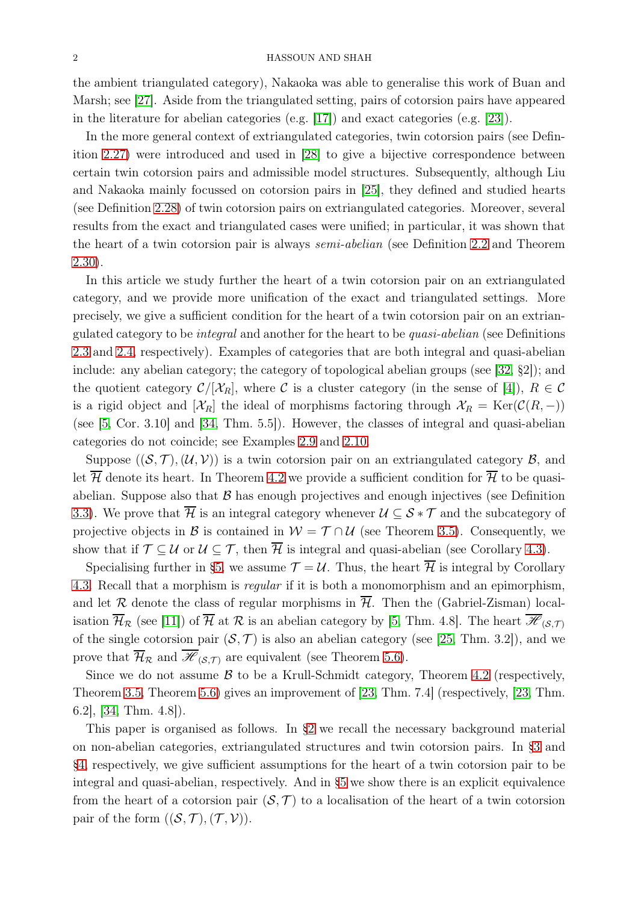the ambient triangulated category), Nakaoka was able to generalise this work of Buan and Marsh; see [27]. Aside from the triangulated setting, pairs of cotorsion pairs have appeared in the literature for abelian categories (e.g. [17]) and exact categories (e.g. [23]).

In the more general context of extriangulated categories, twin cotorsion pairs (see Definition 2.27) were introduced and used in [28] to give a bijective correspondence between certain twin cotorsion pairs and admissible model structures. Subsequently, although Liu and Nakaoka mainly focussed on cotorsion pairs in [25], they defined and studied hearts (see Definition 2.28) of twin cotorsion pairs on extriangulated categories. Moreover, several results from the exact and triangulated cases were unified; in particular, it was shown that the heart of a twin cotorsion pair is always *semi-abelian* (see Definition 2.2 and Theorem 2.30).

In this article we study further the heart of a twin cotorsion pair on an extriangulated category, and we provide more unification of the exact and triangulated settings. More precisely, we give a sufficient condition for the heart of a twin cotorsion pair on an extriangulated category to be *integral* and another for the heart to be *quasi-abelian* (see Definitions 2.3 and 2.4, respectively). Examples of categories that are both integral and quasi-abelian include: any abelian category; the category of topological abelian groups (see [32, §2]); and the quotient category $\mathcal{C}/[\mathcal{X}_R]$, where $\mathcal{C}$ is a cluster category (in the sense of [4]), $R \in \mathcal{C}$ is a rigid object and $[\mathcal{X}_R]$ the ideal of morphisms factoring through $\mathcal{X}_R = \operatorname{Ker}(\mathcal{C}(R,-))$ (see [5, Cor. 3.10] and [34, Thm. 5.5]). However, the classes of integral and quasi-abelian categories do not coincide; see Examples 2.9 and 2.10.

Suppose $((\mathcal{S},\mathcal{T}),(\mathcal{U},\mathcal{V}))$ is a twin cotorsion pair on an extriangulated category $\mathcal{B}$, and let $\overline{\mathcal{H}}$ denote its heart. In Theorem 4.2 we provide a sufficient condition for $\overline{\mathcal{H}}$ to be quasi-abelian. Suppose also that $\mathcal{B}$ has enough projectives and enough injectives (see Definition 3.3). We prove that $\overline{\mathcal{H}}$ is an integral category whenever $\mathcal{U} \subseteq \mathcal{S} * \mathcal{T}$ and the subcategory of projective objects in $\mathcal{B}$ is contained in $\mathcal{W} = \mathcal{T} \cap \mathcal{U}$ (see Theorem 3.5). Consequently, we show that if $\mathcal{T} \subseteq \mathcal{U}$ or $\mathcal{U} \subseteq \mathcal{T}$, then $\overline{\mathcal{H}}$ is integral and quasi-abelian (see Corollary 4.3).

Specialising further in §5, we assume $\mathcal{T} = \mathcal{U}$. Thus, the heart $\overline{\mathcal{H}}$ is integral by Corollary 4.3. Recall that a morphism is *regular* if it is both a monomorphism and an epimorphism, and let $\mathcal{R}$ denote the class of regular morphisms in $\overline{\mathcal{H}}$. Then the (Gabriel-Zisman) localisation $\overline{\mathcal{H}}_{\mathcal{R}}$ (see [11]) of $\overline{\mathcal{H}}$ at $\mathcal{R}$ is an abelian category by [5, Thm. 4.8]. The heart $\overline{\mathscr{H}}_{(\mathcal{S},\mathcal{T})}$ of the single cotorsion pair $(\mathcal{S},\mathcal{T})$ is also an abelian category (see [25, Thm. 3.2]), and we prove that $\overline{\mathcal{H}}_{\mathcal{R}}$ and $\overline{\mathscr{H}}_{(\mathcal{S},\mathcal{T})}$ are equivalent (see Theorem 5.6).

Since we do not assume $\mathcal{B}$ to be a Krull-Schmidt category, Theorem 4.2 (respectively, Theorem 3.5, Theorem 5.6) gives an improvement of [23, Thm. 7.4] (respectively, [23, Thm. 6.2], [34, Thm. 4.8]).

This paper is organised as follows. In §2 we recall the necessary background material on non-abelian categories, extriangulated structures and twin cotorsion pairs. In §3 and §4, respectively, we give sufficient assumptions for the heart of a twin cotorsion pair to be integral and quasi-abelian, respectively. And in §5 we show there is an explicit equivalence from the heart of a cotorsion pair $(\mathcal{S},\mathcal{T})$ to a localisation of the heart of a twin cotorsion pair of the form $((\mathcal{S},\mathcal{T}),(\mathcal{T},\mathcal{V}))$.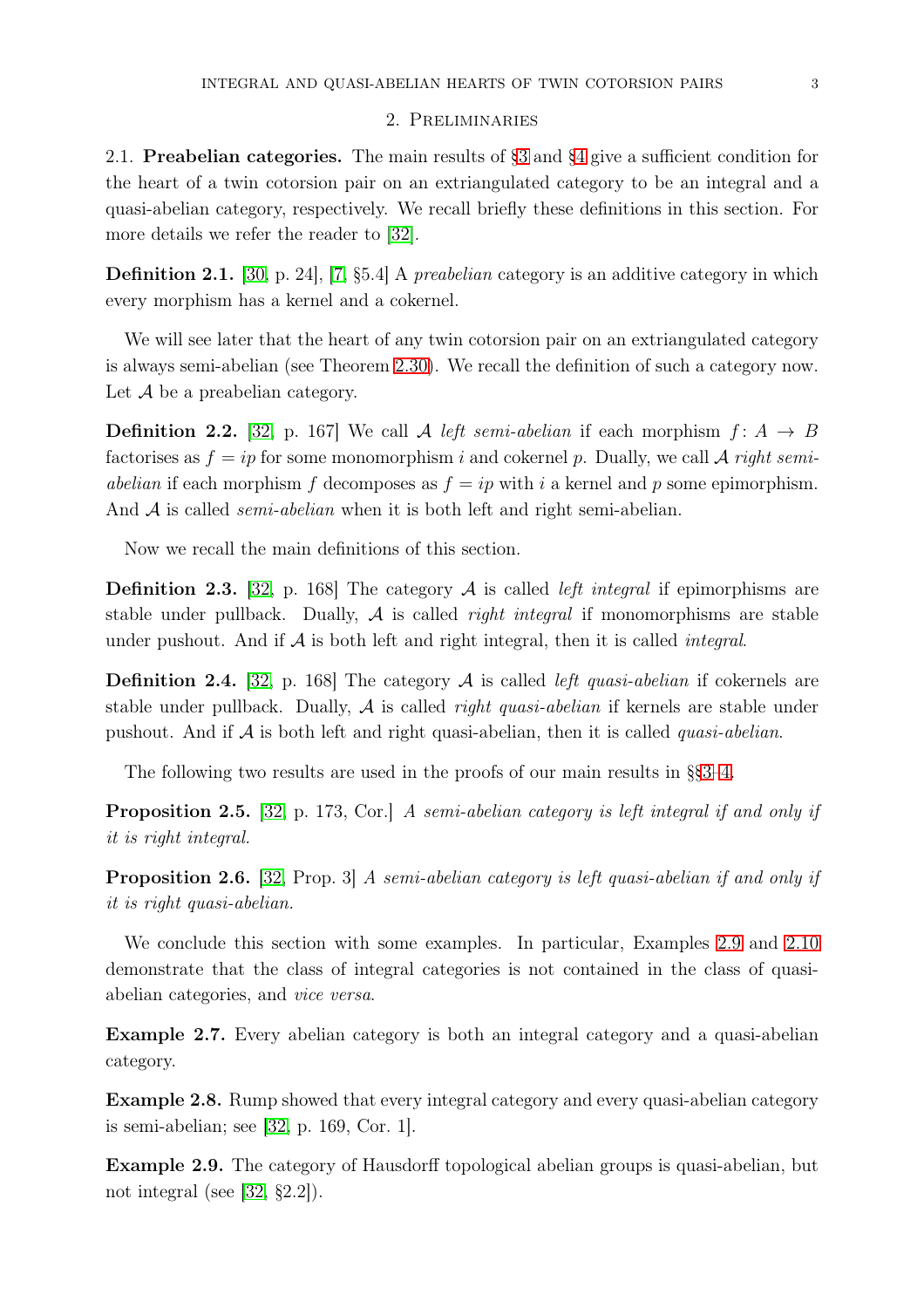## 2. Preliminaries

2.1. **Preabelian categories.** The main results of §3 and §4 give a sufficient condition for the heart of a twin cotorsion pair on an extriangulated category to be an integral and a quasi-abelian category, respectively. We recall briefly these definitions in this section. For more details we refer the reader to [32].

**Definition 2.1.** [30, p. 24], [7, §5.4] A *preabelian* category is an additive category in which every morphism has a kernel and a cokernel.

We will see later that the heart of any twin cotorsion pair on an extriangulated category is always semi-abelian (see Theorem 2.30). We recall the definition of such a category now. Let $\mathcal{A}$ be a preabelian category.

**Definition 2.2.** [32, p. 167] We call $\mathcal{A}$ *left semi-abelian* if each morphism $f\colon A \to B$ factorises as $f = ip$ for some monomorphism $i$ and cokernel $p$. Dually, we call $\mathcal{A}$ *right semi-abelian* if each morphism $f$ decomposes as $f = ip$ with $i$ a kernel and $p$ some epimorphism. And $\mathcal{A}$ is called *semi-abelian* when it is both left and right semi-abelian.

Now we recall the main definitions of this section.

**Definition 2.3.** [32, p. 168] The category $\mathcal{A}$ is called *left integral* if epimorphisms are stable under pullback. Dually, $\mathcal{A}$ is called *right integral* if monomorphisms are stable under pushout. And if $\mathcal{A}$ is both left and right integral, then it is called *integral*.

**Definition 2.4.** [32, p. 168] The category $\mathcal{A}$ is called *left quasi-abelian* if cokernels are stable under pullback. Dually, $\mathcal{A}$ is called *right quasi-abelian* if kernels are stable under pushout. And if $\mathcal{A}$ is both left and right quasi-abelian, then it is called *quasi-abelian*.

The following two results are used in the proofs of our main results in §§3–4.

**Proposition 2.5.** [32, p. 173, Cor.] *A semi-abelian category is left integral if and only if it is right integral.*

**Proposition 2.6.** [32, Prop. 3] *A semi-abelian category is left quasi-abelian if and only if it is right quasi-abelian.*

We conclude this section with some examples. In particular, Examples 2.9 and 2.10 demonstrate that the class of integral categories is not contained in the class of quasi-abelian categories, and *vice versa*.

**Example 2.7.** Every abelian category is both an integral category and a quasi-abelian category.

**Example 2.8.** Rump showed that every integral category and every quasi-abelian category is semi-abelian; see [32, p. 169, Cor. 1].

**Example 2.9.** The category of Hausdorff topological abelian groups is quasi-abelian, but not integral (see [32, §2.2]).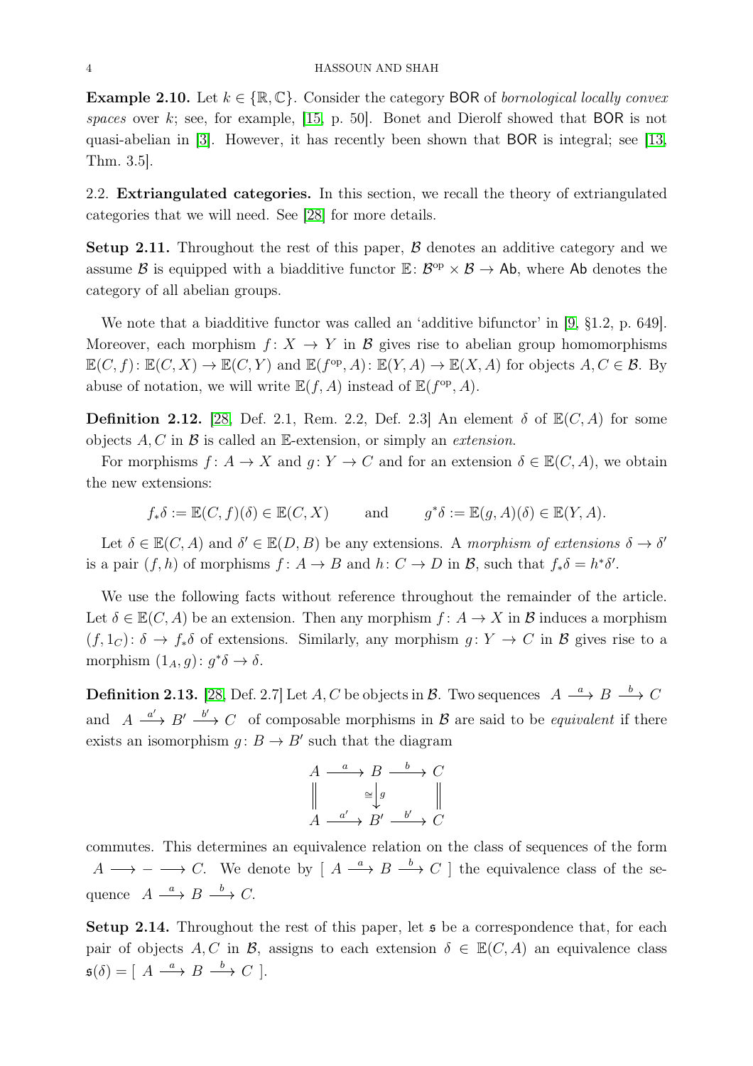**Example 2.10.** Let $k \in \{\mathbb{R}, \mathbb{C}\}$. Consider the category $\mathsf{BOR}$ of *bornological locally convex spaces* over $k$; see, for example, [15, p. 50]. Bonet and Dierolf showed that $\mathsf{BOR}$ is not quasi-abelian in [3]. However, it has recently been shown that $\mathsf{BOR}$ is integral; see [13, Thm. 3.5].

2.2. **Extriangulated categories.** In this section, we recall the theory of extriangulated categories that we will need. See [28] for more details.

**Setup 2.11.** Throughout the rest of this paper, $\mathcal{B}$ denotes an additive category and we assume $\mathcal{B}$ is equipped with a biadditive functor $\mathbb{E}\colon \mathcal{B}^{\mathrm{op}} \times \mathcal{B} \to \mathsf{Ab}$, where $\mathsf{Ab}$ denotes the category of all abelian groups.

We note that a biadditive functor was called an 'additive bifunctor' in [9, §1.2, p. 649]. Moreover, each morphism $f\colon X \to Y$ in $\mathcal{B}$ gives rise to abelian group homomorphisms $\mathbb{E}(C,f)\colon \mathbb{E}(C,X) \to \mathbb{E}(C,Y)$ and $\mathbb{E}(f^{\mathrm{op}},A)\colon \mathbb{E}(Y,A) \to \mathbb{E}(X,A)$ for objects $A, C \in \mathcal{B}$. By abuse of notation, we will write $\mathbb{E}(f,A)$ instead of $\mathbb{E}(f^{\mathrm{op}},A)$.

**Definition 2.12.** [28, Def. 2.1, Rem. 2.2, Def. 2.3] An element $\delta$ of $\mathbb{E}(C,A)$ for some objects $A, C$ in $\mathcal{B}$ is called an $\mathbb{E}$-extension, or simply an *extension*.

For morphisms $f\colon A \to X$ and $g\colon Y \to C$ and for an extension $\delta \in \mathbb{E}(C,A)$, we obtain the new extensions:

$$f_*\delta := \mathbb{E}(C,f)(\delta) \in \mathbb{E}(C,X) \qquad \text{and} \qquad g^*\delta := \mathbb{E}(g,A)(\delta) \in \mathbb{E}(Y,A).$$

Let $\delta \in \mathbb{E}(C,A)$ and $\delta' \in \mathbb{E}(D,B)$ be any extensions. A *morphism of extensions* $\delta \to \delta'$ is a pair $(f,h)$ of morphisms $f\colon A \to B$ and $h\colon C \to D$ in $\mathcal{B}$, such that $f_*\delta = h^*\delta'$.

We use the following facts without reference throughout the remainder of the article. Let $\delta \in \mathbb{E}(C,A)$ be an extension. Then any morphism $f\colon A \to X$ in $\mathcal{B}$ induces a morphism $(f, 1_C)\colon \delta \to f_*\delta$ of extensions. Similarly, any morphism $g\colon Y \to C$ in $\mathcal{B}$ gives rise to a morphism $(1_A, g)\colon g^*\delta \to \delta$.

**Definition 2.13.** [28, Def. 2.7] Let $A, C$ be objects in $\mathcal{B}$. Two sequences $A \xrightarrow{a} B \xrightarrow{b} C$ and $A \xrightarrow{a'} B' \xrightarrow{b'} C$ of composable morphisms in $\mathcal{B}$ are said to be *equivalent* if there exists an isomorphism $g\colon B \to B'$ such that the diagram

$$\begin{array}{ccccc} A & \xrightarrow{a} & B & \xrightarrow{b} & C \\ \| & & \cong\downarrow g & & \| \\ A & \xrightarrow{a'} & B' & \xrightarrow{b'} & C \end{array}$$

commutes. This determines an equivalence relation on the class of sequences of the form $A \longrightarrow - \longrightarrow C$. We denote by $[\ A \xrightarrow{a} B \xrightarrow{b} C\ ]$ the equivalence class of the sequence $A \xrightarrow{a} B \xrightarrow{b} C$.

**Setup 2.14.** Throughout the rest of this paper, let $\mathfrak{s}$ be a correspondence that, for each pair of objects $A, C$ in $\mathcal{B}$, assigns to each extension $\delta \in \mathbb{E}(C,A)$ an equivalence class $\mathfrak{s}(\delta) = [\ A \xrightarrow{a} B \xrightarrow{b} C\ ]$.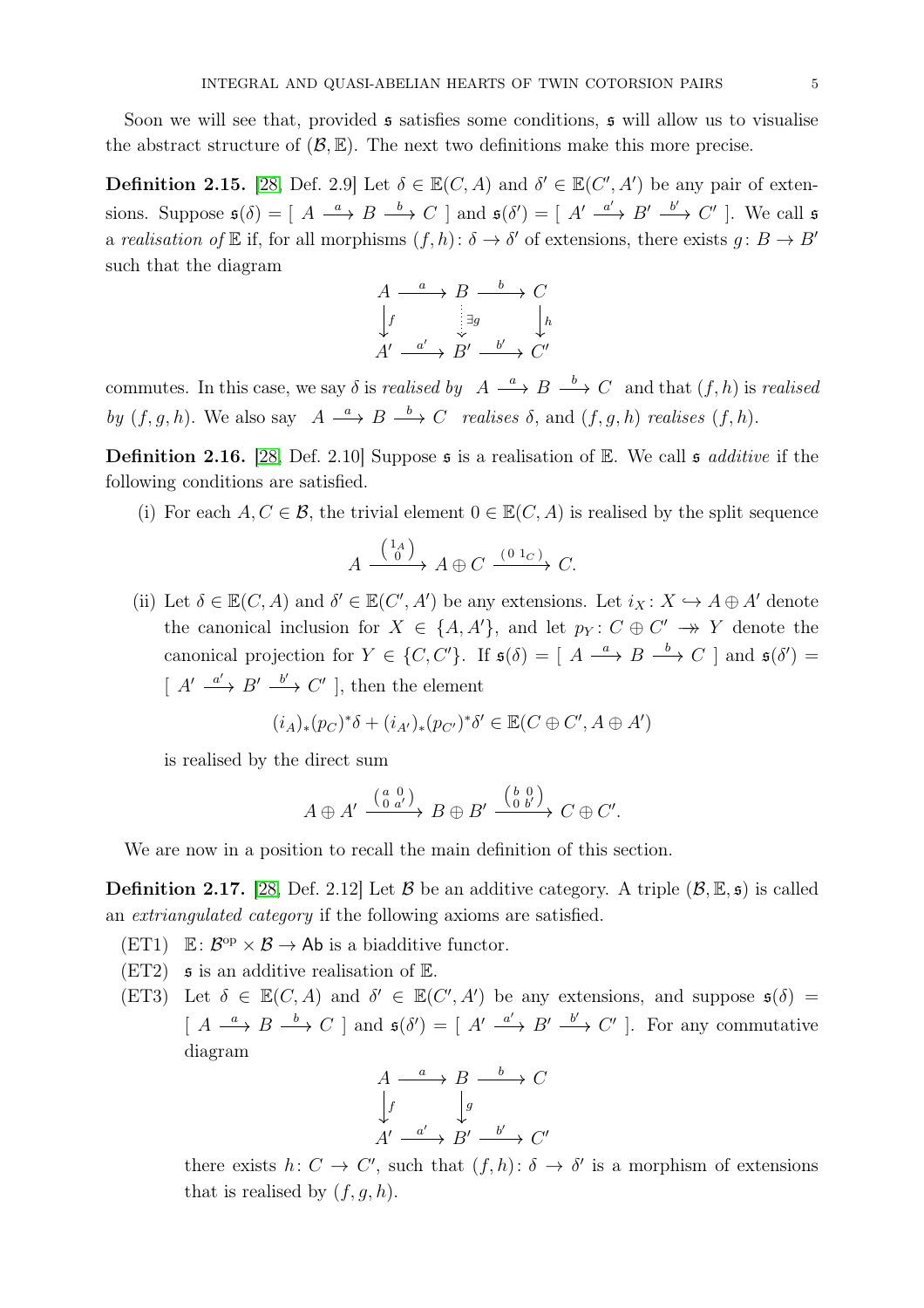Soon we will see that, provided $\mathfrak{s}$ satisfies some conditions, $\mathfrak{s}$ will allow us to visualise the abstract structure of $(\mathcal{B}, \mathbb{E})$. The next two definitions make this more precise.

**Definition 2.15.** [28, Def. 2.9] Let $\delta \in \mathbb{E}(C, A)$ and $\delta' \in \mathbb{E}(C', A')$ be any pair of extensions. Suppose $\mathfrak{s}(\delta) = [\ A \xrightarrow{a} B \xrightarrow{b} C\ ]$ and $\mathfrak{s}(\delta') = [\ A' \xrightarrow{a'} B' \xrightarrow{b'} C'\ ]$. We call $\mathfrak{s}$ a *realisation of* $\mathbb{E}$ if, for all morphisms $(f, h) \colon \delta \to \delta'$ of extensions, there exists $g \colon B \to B'$ such that the diagram

$$\begin{array}{ccccc} A & \xrightarrow{a} & B & \xrightarrow{b} & C \\ \downarrow{\scriptstyle f} & & \downarrow{\scriptstyle \exists g} & & \downarrow{\scriptstyle h} \\ A' & \xrightarrow{a'} & B' & \xrightarrow{b'} & C' \end{array}$$

commutes. In this case, we say $\delta$ is *realised by* $A \xrightarrow{a} B \xrightarrow{b} C$ and that $(f, h)$ is *realised by* $(f, g, h)$. We also say $A \xrightarrow{a} B \xrightarrow{b} C$ *realises* $\delta$, and $(f, g, h)$ *realises* $(f, h)$.

**Definition 2.16.** [28, Def. 2.10] Suppose $\mathfrak{s}$ is a realisation of $\mathbb{E}$. We call $\mathfrak{s}$ *additive* if the following conditions are satisfied.

(i) For each $A, C \in \mathcal{B}$, the trivial element $0 \in \mathbb{E}(C, A)$ is realised by the split sequence

$$A \xrightarrow{\left(\begin{smallmatrix} 1_A \\ 0 \end{smallmatrix}\right)} A \oplus C \xrightarrow{(0\ 1_C)} C.$$

(ii) Let $\delta \in \mathbb{E}(C, A)$ and $\delta' \in \mathbb{E}(C', A')$ be any extensions. Let $i_X \colon X \hookrightarrow A \oplus A'$ denote the canonical inclusion for $X \in \{A, A'\}$, and let $p_Y \colon C \oplus C' \twoheadrightarrow Y$ denote the canonical projection for $Y \in \{C, C'\}$. If $\mathfrak{s}(\delta) = [\ A \xrightarrow{a} B \xrightarrow{b} C\ ]$ and $\mathfrak{s}(\delta') = [\ A' \xrightarrow{a'} B' \xrightarrow{b'} C'\ ]$, then the element

$$(i_A)_*(p_C)^*\delta + (i_{A'})_*(p_{C'})^*\delta' \in \mathbb{E}(C \oplus C', A \oplus A')$$

is realised by the direct sum

$$A \oplus A' \xrightarrow{\left(\begin{smallmatrix} a & 0 \\ 0 & a' \end{smallmatrix}\right)} B \oplus B' \xrightarrow{\left(\begin{smallmatrix} b & 0 \\ 0 & b' \end{smallmatrix}\right)} C \oplus C'.$$

We are now in a position to recall the main definition of this section.

**Definition 2.17.** [28, Def. 2.12] Let $\mathcal{B}$ be an additive category. A triple $(\mathcal{B}, \mathbb{E}, \mathfrak{s})$ is called an *extriangulated category* if the following axioms are satisfied.

(ET1) $\mathbb{E} \colon \mathcal{B}^{\mathrm{op}} \times \mathcal{B} \to \mathsf{Ab}$ is a biadditive functor.

(ET2) $\mathfrak{s}$ is an additive realisation of $\mathbb{E}$.

(ET3) Let $\delta \in \mathbb{E}(C, A)$ and $\delta' \in \mathbb{E}(C', A')$ be any extensions, and suppose $\mathfrak{s}(\delta) = [\ A \xrightarrow{a} B \xrightarrow{b} C\ ]$ and $\mathfrak{s}(\delta') = [\ A' \xrightarrow{a'} B' \xrightarrow{b'} C'\ ]$. For any commutative diagram

$$\begin{array}{ccccc} A & \xrightarrow{a} & B & \xrightarrow{b} & C \\ \downarrow{\scriptstyle f} & & \downarrow{\scriptstyle g} & & \\ A' & \xrightarrow{a'} & B' & \xrightarrow{b'} & C' \end{array}$$

there exists $h \colon C \to C'$, such that $(f, h) \colon \delta \to \delta'$ is a morphism of extensions that is realised by $(f, g, h)$.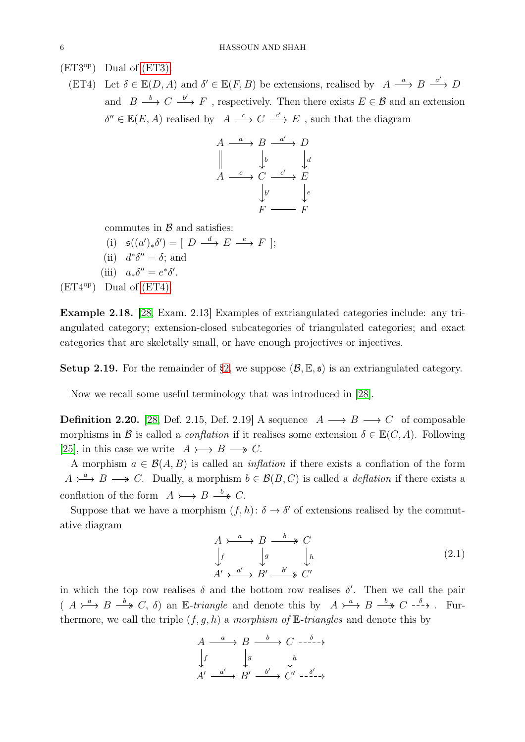(ET3$^{\text{op}}$) Dual of (ET3).

(ET4) Let $\delta \in \mathbb{E}(D, A)$ and $\delta' \in \mathbb{E}(F, B)$ be extensions, realised by $A \xrightarrow{a} B \xrightarrow{a'} D$ and $B \xrightarrow{b} C \xrightarrow{b'} F$, respectively. Then there exists $E \in \mathcal{B}$ and an extension $\delta'' \in \mathbb{E}(E, A)$ realised by $A \xrightarrow{c} C \xrightarrow{c'} E$, such that the diagram

$$\begin{array}{ccccc}
A & \xrightarrow{a} & B & \xrightarrow{a'} & D \\
\| & & \downarrow{\scriptstyle b} & & \downarrow{\scriptstyle d} \\
A & \xrightarrow{c} & C & \xrightarrow{c'} & E \\
 & & \downarrow{\scriptstyle b'} & & \downarrow{\scriptstyle e} \\
 & & F & \rule[0.5ex]{2em}{0.4pt} & F
\end{array}$$

commutes in $\mathcal{B}$ and satisfies:

(i) $\mathfrak{s}((a')_* \delta') = [\ D \xrightarrow{d} E \xrightarrow{e} F\ ]$;

(ii) $d^* \delta'' = \delta$; and

(iii) $a_* \delta'' = e^* \delta'$.

(ET4$^{\text{op}}$) Dual of (ET4).

**Example 2.18.** [28, Exam. 2.13] Examples of extriangulated categories include: any triangulated category; extension-closed subcategories of triangulated categories; and exact categories that are skeletally small, or have enough projectives or injectives.

**Setup 2.19.** For the remainder of §2, we suppose $(\mathcal{B}, \mathbb{E}, \mathfrak{s})$ is an extriangulated category.

Now we recall some useful terminology that was introduced in [28].

**Definition 2.20.** [28, Def. 2.15, Def. 2.19] A sequence $A \longrightarrow B \longrightarrow C$ of composable morphisms in $\mathcal{B}$ is called a *conflation* if it realises some extension $\delta \in \mathbb{E}(C, A)$. Following [25], in this case we write $A \rightarrowtail B \twoheadrightarrow C$.

A morphism $a \in \mathcal{B}(A, B)$ is called an *inflation* if there exists a conflation of the form $A \overset{a}{\rightarrowtail} B \twoheadrightarrow C$. Dually, a morphism $b \in \mathcal{B}(B, C)$ is called a *deflation* if there exists a conflation of the form $A \rightarrowtail B \overset{b}{\twoheadrightarrow} C$.

Suppose that we have a morphism $(f, h) \colon \delta \to \delta'$ of extensions realised by the commutative diagram

$$\begin{array}{ccccc}
A & \overset{a}{\rightarrowtail} & B & \overset{b}{\twoheadrightarrow} & C \\
\downarrow{\scriptstyle f} & & \downarrow{\scriptstyle g} & & \downarrow{\scriptstyle h} \\
A' & \overset{a'}{\rightarrowtail} & B' & \overset{b'}{\twoheadrightarrow} & C'
\end{array} \tag{2.1}$$

in which the top row realises $\delta$ and the bottom row realises $\delta'$. Then we call the pair $(\ A \overset{a}{\rightarrowtail} B \overset{b}{\twoheadrightarrow} C,\ \delta)$ an $\mathbb{E}$-*triangle* and denote this by $A \overset{a}{\rightarrowtail} B \overset{b}{\twoheadrightarrow} C \overset{\delta}{\dashrightarrow}$. Furthermore, we call the triple $(f, g, h)$ a *morphism of* $\mathbb{E}$-*triangles* and denote this by

$$\begin{array}{ccccccc}
A & \xrightarrow{a} & B & \xrightarrow{b} & C & \overset{\delta}{\dashrightarrow} & \\
\downarrow{\scriptstyle f} & & \downarrow{\scriptstyle g} & & \downarrow{\scriptstyle h} & & \\
A' & \xrightarrow{a'} & B' & \xrightarrow{b'} & C' & \overset{\delta'}{\dashrightarrow} &
\end{array}$$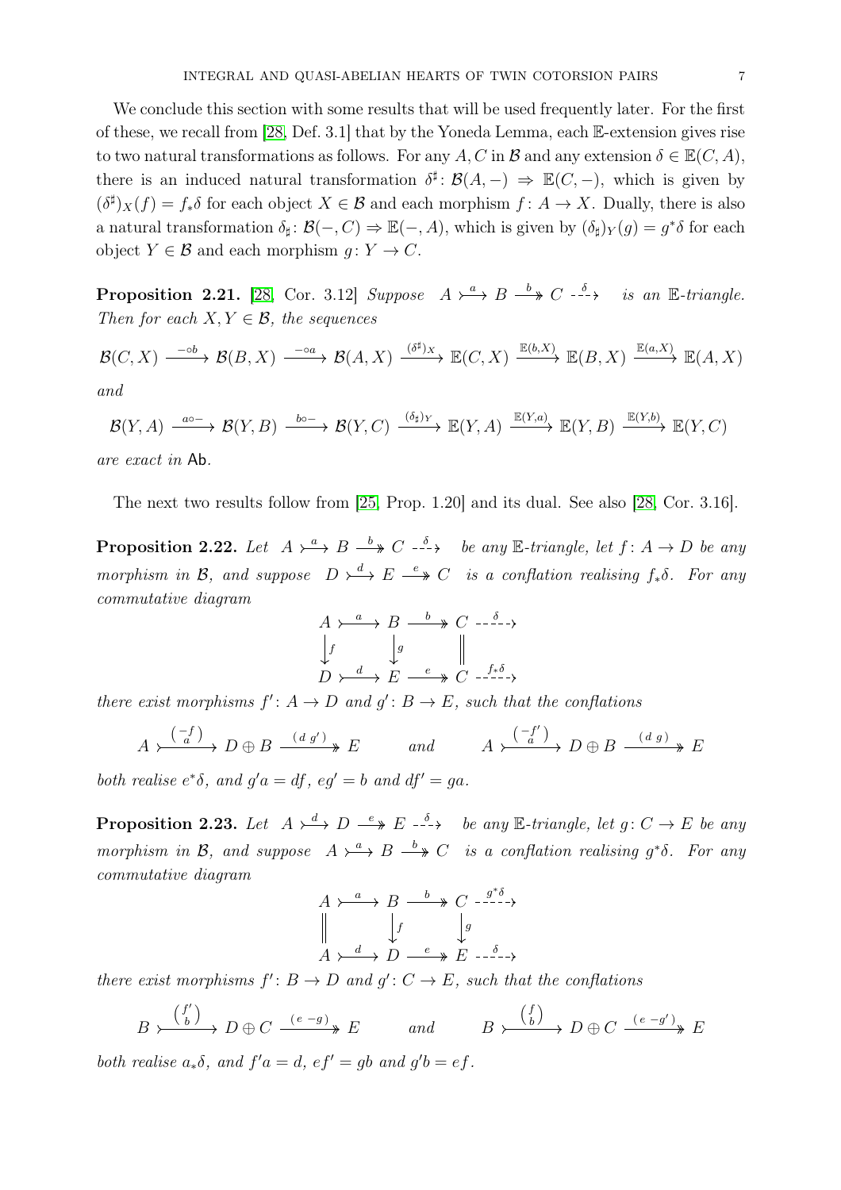We conclude this section with some results that will be used frequently later. For the first of these, we recall from [28, Def. 3.1] that by the Yoneda Lemma, each $\mathbb{E}$-extension gives rise to two natural transformations as follows. For any $A, C$ in $\mathcal{B}$ and any extension $\delta \in \mathbb{E}(C, A)$, there is an induced natural transformation $\delta^\sharp \colon \mathcal{B}(A, -) \Rightarrow \mathbb{E}(C, -)$, which is given by $(\delta^\sharp)_X(f) = f_*\delta$ for each object $X \in \mathcal{B}$ and each morphism $f \colon A \to X$. Dually, there is also a natural transformation $\delta_\sharp \colon \mathcal{B}(-, C) \Rightarrow \mathbb{E}(-, A)$, which is given by $(\delta_\sharp)_Y(g) = g^*\delta$ for each object $Y \in \mathcal{B}$ and each morphism $g \colon Y \to C$.

**Proposition 2.21.** [28, Cor. 3.12] *Suppose* $A \overset{a}{\rightarrowtail} B \overset{b}{\twoheadrightarrow} C \overset{\delta}{\dashrightarrow}$ *is an* $\mathbb{E}$*-triangle. Then for each* $X, Y \in \mathcal{B}$*, the sequences*

$$\mathcal{B}(C, X) \xrightarrow{-\circ b} \mathcal{B}(B, X) \xrightarrow{-\circ a} \mathcal{B}(A, X) \xrightarrow{(\delta^\sharp)_X} \mathbb{E}(C, X) \xrightarrow{\mathbb{E}(b, X)} \mathbb{E}(B, X) \xrightarrow{\mathbb{E}(a, X)} \mathbb{E}(A, X)$$

*and*

$$\mathcal{B}(Y, A) \xrightarrow{a\circ -} \mathcal{B}(Y, B) \xrightarrow{b\circ -} \mathcal{B}(Y, C) \xrightarrow{(\delta_\sharp)_Y} \mathbb{E}(Y, A) \xrightarrow{\mathbb{E}(Y, a)} \mathbb{E}(Y, B) \xrightarrow{\mathbb{E}(Y, b)} \mathbb{E}(Y, C)$$

*are exact in* $\mathsf{Ab}$.

The next two results follow from [25, Prop. 1.20] and its dual. See also [28, Cor. 3.16].

**Proposition 2.22.** *Let* $A \overset{a}{\rightarrowtail} B \overset{b}{\twoheadrightarrow} C \overset{\delta}{\dashrightarrow}$ *be any* $\mathbb{E}$*-triangle, let* $f \colon A \to D$ *be any morphism in* $\mathcal{B}$*, and suppose* $D \overset{d}{\rightarrowtail} E \overset{e}{\twoheadrightarrow} C$ *is a conflation realising* $f_*\delta$*. For any commutative diagram*

$$\begin{array}{ccccccc}
A & \overset{a}{\rightarrowtail} & B & \overset{b}{\twoheadrightarrow} & C & \overset{\delta}{\dashrightarrow} & \\
\downarrow{\scriptstyle f} & & \downarrow{\scriptstyle g} & & \| & & \\
D & \overset{d}{\rightarrowtail} & E & \overset{e}{\twoheadrightarrow} & C & \overset{f_*\delta}{\dashrightarrow} &
\end{array}$$

*there exist morphisms* $f' \colon A \to D$ *and* $g' \colon B \to E$*, such that the conflations*

$$A \overset{\left(\begin{smallmatrix} -f \\ a \end{smallmatrix}\right)}{\rightarrowtail} D \oplus B \overset{(d\ g')}{\twoheadrightarrow} E \qquad \text{and} \qquad A \overset{\left(\begin{smallmatrix} -f' \\ a \end{smallmatrix}\right)}{\rightarrowtail} D \oplus B \overset{(d\ g)}{\twoheadrightarrow} E$$

*both realise* $e^*\delta$*, and* $g'a = df$*,* $eg' = b$ *and* $df' = ga$*.*

**Proposition 2.23.** *Let* $A \overset{d}{\rightarrowtail} D \overset{e}{\twoheadrightarrow} E \overset{\delta}{\dashrightarrow}$ *be any* $\mathbb{E}$*-triangle, let* $g \colon C \to E$ *be any morphism in* $\mathcal{B}$*, and suppose* $A \overset{a}{\rightarrowtail} B \overset{b}{\twoheadrightarrow} C$ *is a conflation realising* $g^*\delta$*. For any commutative diagram*

$$\begin{array}{ccccccc}
A & \overset{a}{\rightarrowtail} & B & \overset{b}{\twoheadrightarrow} & C & \overset{g^*\delta}{\dashrightarrow} & \\
\| & & \downarrow{\scriptstyle f} & & \downarrow{\scriptstyle g} & & \\
A & \overset{d}{\rightarrowtail} & D & \overset{e}{\twoheadrightarrow} & E & \overset{\delta}{\dashrightarrow} &
\end{array}$$

*there exist morphisms* $f' \colon B \to D$ *and* $g' \colon C \to E$*, such that the conflations*

$$B \overset{\left(\begin{smallmatrix} f' \\ b \end{smallmatrix}\right)}{\rightarrowtail} D \oplus C \overset{(e\ -g)}{\twoheadrightarrow} E \qquad \text{and} \qquad B \overset{\left(\begin{smallmatrix} f \\ b \end{smallmatrix}\right)}{\rightarrowtail} D \oplus C \overset{(e\ -g')}{\twoheadrightarrow} E$$

*both realise* $a_*\delta$*, and* $f'a = d$*,* $ef' = gb$ *and* $g'b = ef$*.*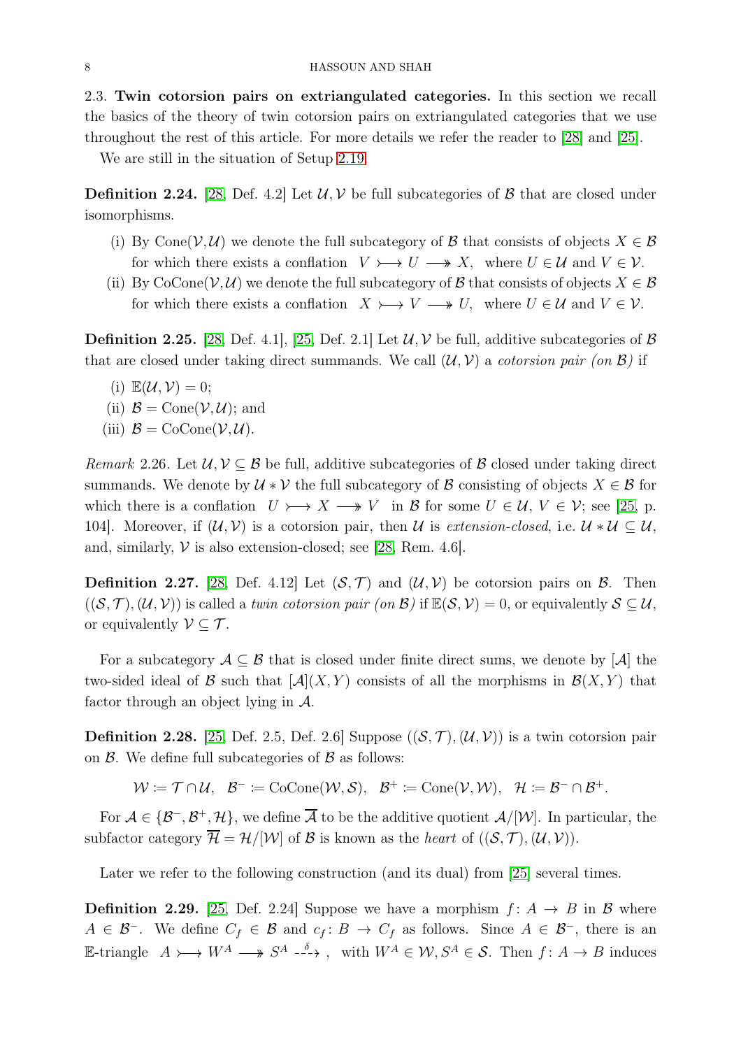### 2.3. Twin cotorsion pairs on extriangulated categories.

In this section we recall the basics of the theory of twin cotorsion pairs on extriangulated categories that we use throughout the rest of this article. For more details we refer the reader to [28] and [25].

We are still in the situation of Setup 2.19.

**Definition 2.24.** [28, Def. 4.2] Let $\mathcal{U}, \mathcal{V}$ be full subcategories of $\mathcal{B}$ that are closed under isomorphisms.

(i) By $\operatorname{Cone}(\mathcal{V}, \mathcal{U})$ we denote the full subcategory of $\mathcal{B}$ that consists of objects $X \in \mathcal{B}$ for which there exists a conflation $V \rightarrowtail U \twoheadrightarrow X$, where $U \in \mathcal{U}$ and $V \in \mathcal{V}$.

(ii) By $\operatorname{CoCone}(\mathcal{V}, \mathcal{U})$ we denote the full subcategory of $\mathcal{B}$ that consists of objects $X \in \mathcal{B}$ for which there exists a conflation $X \rightarrowtail V \twoheadrightarrow U$, where $U \in \mathcal{U}$ and $V \in \mathcal{V}$.

**Definition 2.25.** [28, Def. 4.1], [25, Def. 2.1] Let $\mathcal{U}, \mathcal{V}$ be full, additive subcategories of $\mathcal{B}$ that are closed under taking direct summands. We call $(\mathcal{U}, \mathcal{V})$ a *cotorsion pair (on $\mathcal{B}$)* if

(i) $\mathbb{E}(\mathcal{U}, \mathcal{V}) = 0$;
(ii) $\mathcal{B} = \operatorname{Cone}(\mathcal{V}, \mathcal{U})$; and
(iii) $\mathcal{B} = \operatorname{CoCone}(\mathcal{V}, \mathcal{U})$.

*Remark* 2.26. Let $\mathcal{U}, \mathcal{V} \subseteq \mathcal{B}$ be full, additive subcategories of $\mathcal{B}$ closed under taking direct summands. We denote by $\mathcal{U} * \mathcal{V}$ the full subcategory of $\mathcal{B}$ consisting of objects $X \in \mathcal{B}$ for which there is a conflation $U \rightarrowtail X \twoheadrightarrow V$ in $\mathcal{B}$ for some $U \in \mathcal{U}$, $V \in \mathcal{V}$; see [25, p. 104]. Moreover, if $(\mathcal{U}, \mathcal{V})$ is a cotorsion pair, then $\mathcal{U}$ is *extension-closed*, i.e. $\mathcal{U} * \mathcal{U} \subseteq \mathcal{U}$, and, similarly, $\mathcal{V}$ is also extension-closed; see [28, Rem. 4.6].

**Definition 2.27.** [28, Def. 4.12] Let $(\mathcal{S}, \mathcal{T})$ and $(\mathcal{U}, \mathcal{V})$ be cotorsion pairs on $\mathcal{B}$. Then $((\mathcal{S}, \mathcal{T}), (\mathcal{U}, \mathcal{V}))$ is called a *twin cotorsion pair (on $\mathcal{B}$)* if $\mathbb{E}(\mathcal{S}, \mathcal{V}) = 0$, or equivalently $\mathcal{S} \subseteq \mathcal{U}$, or equivalently $\mathcal{V} \subseteq \mathcal{T}$.

For a subcategory $\mathcal{A} \subseteq \mathcal{B}$ that is closed under finite direct sums, we denote by $[\mathcal{A}]$ the two-sided ideal of $\mathcal{B}$ such that $[\mathcal{A}](X, Y)$ consists of all the morphisms in $\mathcal{B}(X, Y)$ that factor through an object lying in $\mathcal{A}$.

**Definition 2.28.** [25, Def. 2.5, Def. 2.6] Suppose $((\mathcal{S}, \mathcal{T}), (\mathcal{U}, \mathcal{V}))$ is a twin cotorsion pair on $\mathcal{B}$. We define full subcategories of $\mathcal{B}$ as follows:

$$\mathcal{W} \coloneqq \mathcal{T} \cap \mathcal{U}, \quad \mathcal{B}^- \coloneqq \operatorname{CoCone}(\mathcal{W}, \mathcal{S}), \quad \mathcal{B}^+ \coloneqq \operatorname{Cone}(\mathcal{V}, \mathcal{W}), \quad \mathcal{H} \coloneqq \mathcal{B}^- \cap \mathcal{B}^+.$$

For $\mathcal{A} \in \{\mathcal{B}^-, \mathcal{B}^+, \mathcal{H}\}$, we define $\overline{\mathcal{A}}$ to be the additive quotient $\mathcal{A}/[\mathcal{W}]$. In particular, the subfactor category $\overline{\mathcal{H}} = \mathcal{H}/[\mathcal{W}]$ of $\mathcal{B}$ is known as the *heart* of $((\mathcal{S}, \mathcal{T}), (\mathcal{U}, \mathcal{V}))$.

Later we refer to the following construction (and its dual) from [25] several times.

**Definition 2.29.** [25, Def. 2.24] Suppose we have a morphism $f \colon A \to B$ in $\mathcal{B}$ where $A \in \mathcal{B}^-$. We define $C_f \in \mathcal{B}$ and $c_f \colon B \to C_f$ as follows. Since $A \in \mathcal{B}^-$, there is an $\mathbb{E}$-triangle $A \rightarrowtail W^A \twoheadrightarrow S^A \overset{\delta}{\dashrightarrow}$, with $W^A \in \mathcal{W}, S^A \in \mathcal{S}$. Then $f \colon A \to B$ induces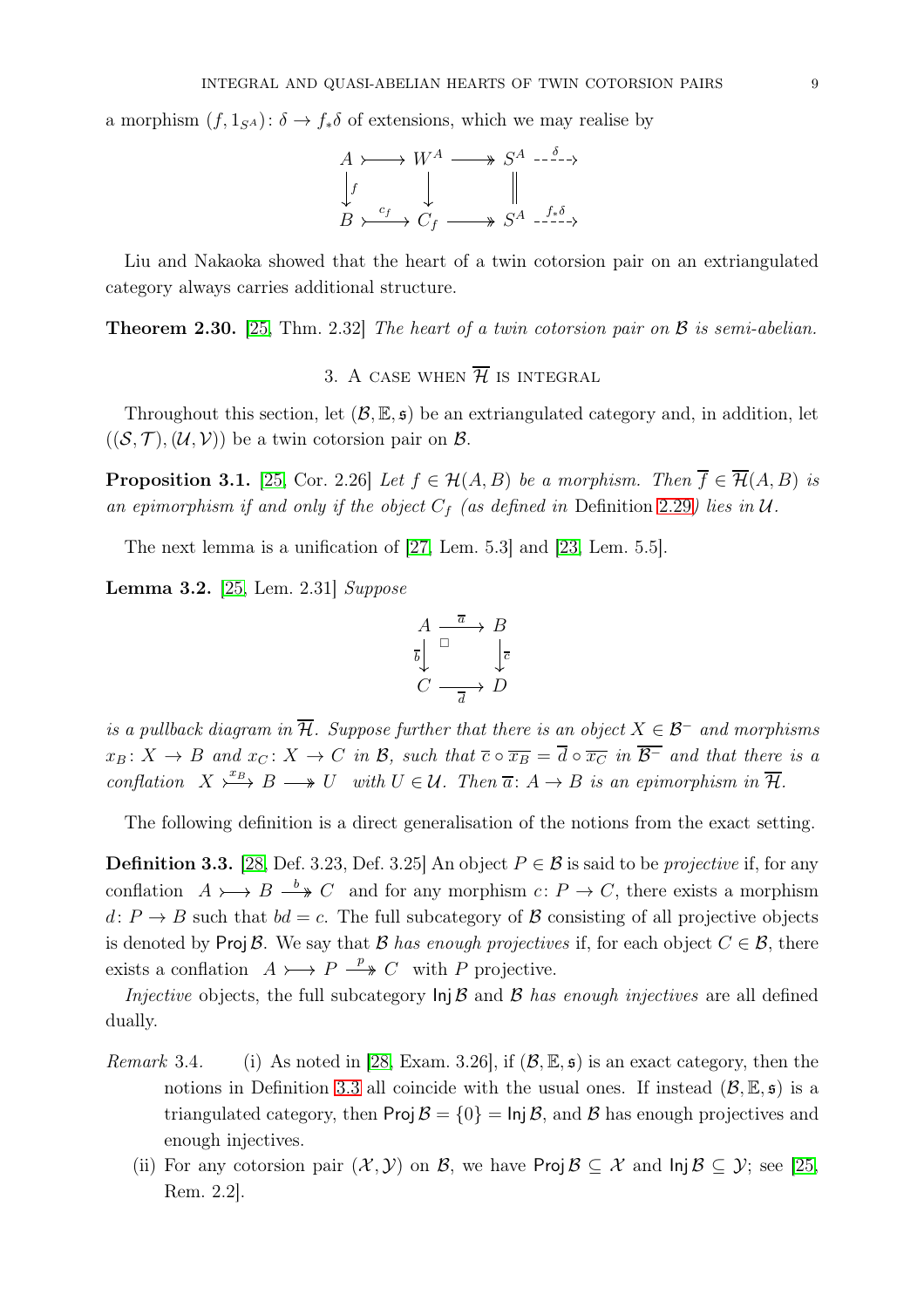a morphism $(f, 1_{S^A})\colon \delta \to f_*\delta$ of extensions, which we may realise by

$$\begin{array}{ccccccc}
A & \rightarrowtail & W^A & \twoheadrightarrow & S^A & \overset{\delta}{\dashrightarrow} & \\
\downarrow{\scriptstyle f} & & \downarrow & & \| & & \\
B & \overset{c_f}{\rightarrowtail} & C_f & \twoheadrightarrow & S^A & \overset{f_*\delta}{\dashrightarrow} &
\end{array}$$

Liu and Nakaoka showed that the heart of a twin cotorsion pair on an extriangulated category always carries additional structure.

**Theorem 2.30.** [25, Thm. 2.32] *The heart of a twin cotorsion pair on $\mathcal{B}$ is semi-abelian.*

## 3. A case when $\overline{\mathcal{H}}$ is integral

Throughout this section, let $(\mathcal{B}, \mathbb{E}, \mathfrak{s})$ be an extriangulated category and, in addition, let $((\mathcal{S}, \mathcal{T}), (\mathcal{U}, \mathcal{V}))$ be a twin cotorsion pair on $\mathcal{B}$.

**Proposition 3.1.** [25, Cor. 2.26] *Let $f \in \mathcal{H}(A, B)$ be a morphism. Then $\overline{f} \in \overline{\mathcal{H}}(A, B)$ is an epimorphism if and only if the object $C_f$ (as defined in* Definition 2.29*) lies in $\mathcal{U}$.*

The next lemma is a unification of [27, Lem. 5.3] and [23, Lem. 5.5].

**Lemma 3.2.** [25, Lem. 2.31] *Suppose*

$$\begin{array}{ccc}
A & \xrightarrow{\overline{a}} & B \\
{\scriptstyle \overline{b}}\downarrow & \square & \downarrow{\scriptstyle \overline{c}} \\
C & \xrightarrow[\overline{d}]{} & D
\end{array}$$

*is a pullback diagram in $\overline{\mathcal{H}}$. Suppose further that there is an object $X \in \mathcal{B}^-$ and morphisms $x_B\colon X \to B$ and $x_C\colon X \to C$ in $\mathcal{B}$, such that $\overline{c} \circ \overline{x_B} = \overline{d} \circ \overline{x_C}$ in $\overline{\mathcal{B}^-}$ and that there is a conflation $X \overset{x_B}{\rightarrowtail} B \twoheadrightarrow U$ with $U \in \mathcal{U}$. Then $\overline{a}\colon A \to B$ is an epimorphism in $\overline{\mathcal{H}}$.*

The following definition is a direct generalisation of the notions from the exact setting.

**Definition 3.3.** [28, Def. 3.23, Def. 3.25] An object $P \in \mathcal{B}$ is said to be *projective* if, for any conflation $A \rightarrowtail B \overset{b}{\twoheadrightarrow} C$ and for any morphism $c\colon P \to C$, there exists a morphism $d\colon P \to B$ such that $bd = c$. The full subcategory of $\mathcal{B}$ consisting of all projective objects is denoted by $\mathsf{Proj}\,\mathcal{B}$. We say that $\mathcal{B}$ *has enough projectives* if, for each object $C \in \mathcal{B}$, there exists a conflation $A \rightarrowtail P \overset{p}{\twoheadrightarrow} C$ with $P$ projective.

*Injective* objects, the full subcategory $\mathsf{Inj}\,\mathcal{B}$ and $\mathcal{B}$ *has enough injectives* are all defined dually.

*Remark* 3.4.

(i) As noted in [28, Exam. 3.26], if $(\mathcal{B}, \mathbb{E}, \mathfrak{s})$ is an exact category, then the notions in Definition 3.3 all coincide with the usual ones. If instead $(\mathcal{B}, \mathbb{E}, \mathfrak{s})$ is a triangulated category, then $\mathsf{Proj}\,\mathcal{B} = \{0\} = \mathsf{Inj}\,\mathcal{B}$, and $\mathcal{B}$ has enough projectives and enough injectives.

(ii) For any cotorsion pair $(\mathcal{X}, \mathcal{Y})$ on $\mathcal{B}$, we have $\mathsf{Proj}\,\mathcal{B} \subseteq \mathcal{X}$ and $\mathsf{Inj}\,\mathcal{B} \subseteq \mathcal{Y}$; see [25, Rem. 2.2].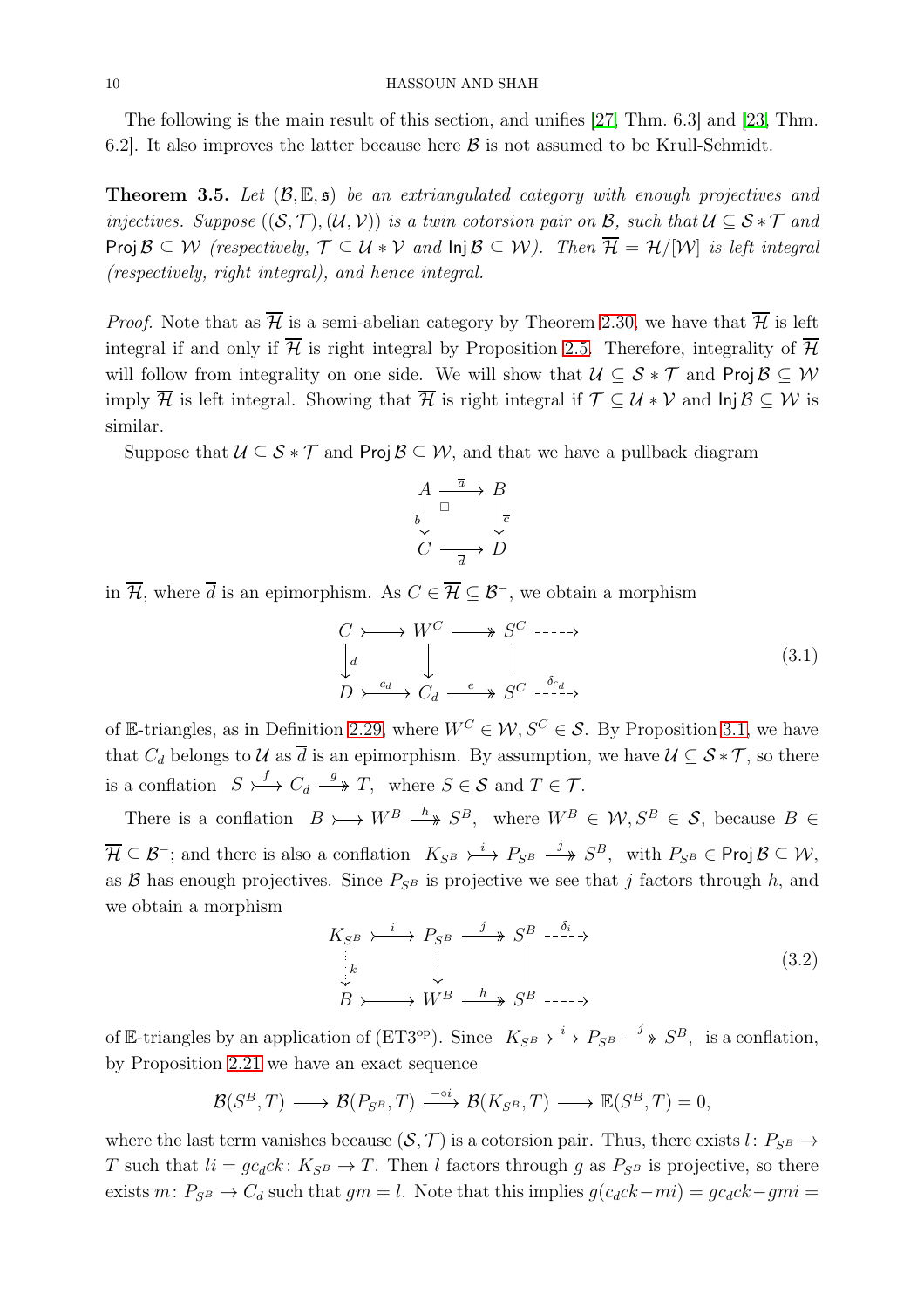The following is the main result of this section, and unifies [27, Thm. 6.3] and [23, Thm. 6.2]. It also improves the latter because here $\mathcal{B}$ is not assumed to be Krull-Schmidt.

**Theorem 3.5.** *Let $(\mathcal{B}, \mathbb{E}, \mathfrak{s})$ be an extriangulated category with enough projectives and injectives. Suppose $((\mathcal{S}, \mathcal{T}), (\mathcal{U}, \mathcal{V}))$ is a twin cotorsion pair on $\mathcal{B}$, such that $\mathcal{U} \subseteq \mathcal{S} * \mathcal{T}$ and $\operatorname{Proj} \mathcal{B} \subseteq \mathcal{W}$ (respectively, $\mathcal{T} \subseteq \mathcal{U} * \mathcal{V}$ and $\operatorname{Inj} \mathcal{B} \subseteq \mathcal{W}$). Then $\overline{\mathcal{H}} = \mathcal{H}/[\mathcal{W}]$ is left integral (respectively, right integral), and hence integral.*

*Proof.* Note that as $\overline{\mathcal{H}}$ is a semi-abelian category by Theorem 2.30, we have that $\overline{\mathcal{H}}$ is left integral if and only if $\overline{\mathcal{H}}$ is right integral by Proposition 2.5. Therefore, integrality of $\overline{\mathcal{H}}$ will follow from integrality on one side. We will show that $\mathcal{U} \subseteq \mathcal{S} * \mathcal{T}$ and $\operatorname{Proj} \mathcal{B} \subseteq \mathcal{W}$ imply $\overline{\mathcal{H}}$ is left integral. Showing that $\overline{\mathcal{H}}$ is right integral if $\mathcal{T} \subseteq \mathcal{U} * \mathcal{V}$ and $\operatorname{Inj} \mathcal{B} \subseteq \mathcal{W}$ is similar.

Suppose that $\mathcal{U} \subseteq \mathcal{S} * \mathcal{T}$ and $\operatorname{Proj} \mathcal{B} \subseteq \mathcal{W}$, and that we have a pullback diagram

$$\begin{array}{ccc} A & \xrightarrow{\overline{a}} & B \\ {\scriptstyle \overline{b}}\downarrow & \square & \downarrow{\scriptstyle \overline{c}} \\ C & \xrightarrow[\overline{d}]{} & D \end{array}$$

in $\overline{\mathcal{H}}$, where $\overline{d}$ is an epimorphism. As $C \in \overline{\mathcal{H}} \subseteq \mathcal{B}^{-}$, we obtain a morphism

$$\begin{array}{ccccccc} C & \rightarrowtail & W^C & \twoheadrightarrow & S^C & \dashrightarrow & \\ {\scriptstyle d}\downarrow & & \downarrow & & \| & & \\ D & \overset{c_d}{\rightarrowtail} & C_d & \overset{e}{\twoheadrightarrow} & S^C & \overset{\delta_{c_d}}{\dashrightarrow} & \end{array} \tag{3.1}$$

of $\mathbb{E}$-triangles, as in Definition 2.29, where $W^C \in \mathcal{W}, S^C \in \mathcal{S}$. By Proposition 3.1, we have that $C_d$ belongs to $\mathcal{U}$ as $\overline{d}$ is an epimorphism. By assumption, we have $\mathcal{U} \subseteq \mathcal{S} * \mathcal{T}$, so there is a conflation $S \overset{f}{\rightarrowtail} C_d \overset{g}{\twoheadrightarrow} T$, where $S \in \mathcal{S}$ and $T \in \mathcal{T}$.

There is a conflation $B \rightarrowtail W^B \overset{h}{\twoheadrightarrow} S^B$, where $W^B \in \mathcal{W}, S^B \in \mathcal{S}$, because $B \in \overline{\mathcal{H}} \subseteq \mathcal{B}^{-}$; and there is also a conflation $K_{S^B} \overset{i}{\rightarrowtail} P_{S^B} \overset{j}{\twoheadrightarrow} S^B$, with $P_{S^B} \in \operatorname{Proj} \mathcal{B} \subseteq \mathcal{W}$, as $\mathcal{B}$ has enough projectives. Since $P_{S^B}$ is projective we see that $j$ factors through $h$, and we obtain a morphism

$$\begin{array}{ccccccc} K_{S^B} & \overset{i}{\rightarrowtail} & P_{S^B} & \overset{j}{\twoheadrightarrow} & S^B & \overset{\delta_i}{\dashrightarrow} & \\ {\scriptstyle k}\downarrow & & \downarrow & & \| & & \\ B & \rightarrowtail & W^B & \overset{h}{\twoheadrightarrow} & S^B & \dashrightarrow & \end{array} \tag{3.2}$$

of $\mathbb{E}$-triangles by an application of (ET3$^{\text{op}}$). Since $K_{S^B} \overset{i}{\rightarrowtail} P_{S^B} \overset{j}{\twoheadrightarrow} S^B$, is a conflation, by Proposition 2.21 we have an exact sequence

$$\mathcal{B}(S^B, T) \longrightarrow \mathcal{B}(P_{S^B}, T) \xrightarrow{-\circ i} \mathcal{B}(K_{S^B}, T) \longrightarrow \mathbb{E}(S^B, T) = 0,$$

where the last term vanishes because $(\mathcal{S}, \mathcal{T})$ is a cotorsion pair. Thus, there exists $l \colon P_{S^B} \to T$ such that $li = gc_dck \colon K_{S^B} \to T$. Then $l$ factors through $g$ as $P_{S^B}$ is projective, so there exists $m \colon P_{S^B} \to C_d$ such that $gm = l$. Note that this implies $g(c_dck - mi) = gc_dck - gmi =$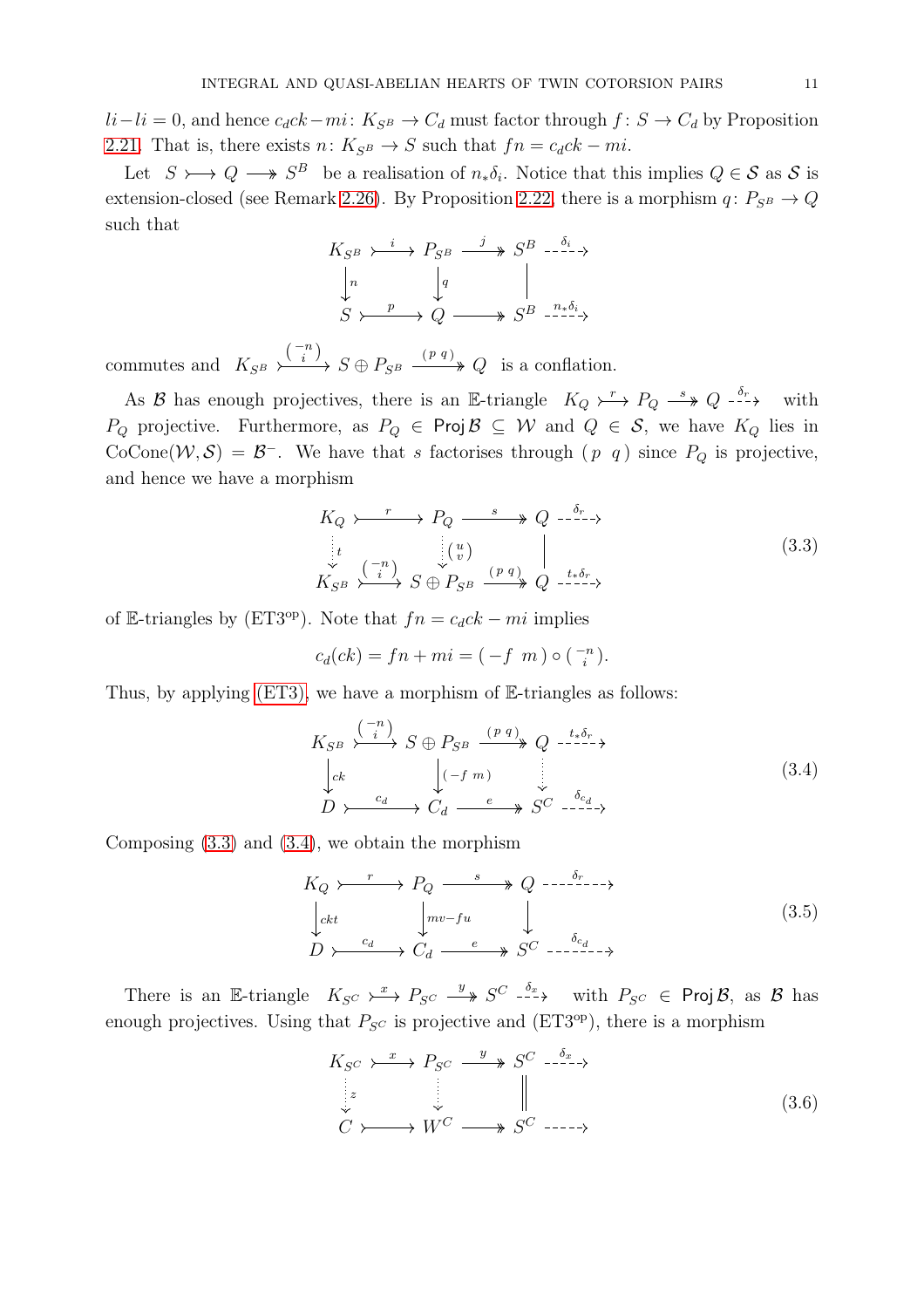$li - li = 0$, and hence $c_d ck - mi \colon K_{S^B} \to C_d$ must factor through $f \colon S \to C_d$ by Proposition 2.21. That is, there exists $n \colon K_{S^B} \to S$ such that $fn = c_d ck - mi$.

Let $S \rightarrowtail Q \twoheadrightarrow S^B$ be a realisation of $n_*\delta_i$. Notice that this implies $Q \in \mathcal{S}$ as $\mathcal{S}$ is extension-closed (see Remark 2.26). By Proposition 2.22, there is a morphism $q \colon P_{S^B} \to Q$ such that

$$
\begin{array}{ccccccc}
K_{S^B} & \overset{i}{\rightarrowtail} & P_{S^B} & \overset{j}{\twoheadrightarrow} & S^B & \overset{\delta_i}{\dashrightarrow} & \\
\downarrow{\scriptstyle n} & & \downarrow{\scriptstyle q} & & \| & & \\
S & \overset{p}{\rightarrowtail} & Q & \twoheadrightarrow & S^B & \overset{n_*\delta_i}{\dashrightarrow} &
\end{array}
$$

commutes and $K_{S^B} \overset{\left(\begin{smallmatrix} -n \\ i \end{smallmatrix}\right)}{\rightarrowtail} S \oplus P_{S^B} \overset{(p\ q)}{\twoheadrightarrow} Q$ is a conflation.

As $\mathcal{B}$ has enough projectives, there is an $\mathbb{E}$-triangle $K_Q \overset{r}{\rightarrowtail} P_Q \overset{s}{\twoheadrightarrow} Q \overset{\delta_r}{\dashrightarrow}$ with $P_Q$ projective. Furthermore, as $P_Q \in \operatorname{Proj}\mathcal{B} \subseteq \mathcal{W}$ and $Q \in \mathcal{S}$, we have $K_Q$ lies in $\operatorname{CoCone}(\mathcal{W}, \mathcal{S}) = \mathcal{B}^-$. We have that $s$ factorises through $(p\ q)$ since $P_Q$ is projective, and hence we have a morphism

$$
\begin{array}{ccccccc}
K_Q & \overset{r}{\rightarrowtail} & P_Q & \overset{s}{\twoheadrightarrow} & Q & \overset{\delta_r}{\dashrightarrow} & \\
\downarrow{\scriptstyle t} & & \downarrow{\scriptstyle \left(\begin{smallmatrix} u \\ v \end{smallmatrix}\right)} & & \| & & \\
K_{S^B} & \overset{\left(\begin{smallmatrix} -n \\ i \end{smallmatrix}\right)}{\rightarrowtail} & S \oplus P_{S^B} & \overset{(p\ q)}{\twoheadrightarrow} & Q & \overset{t_*\delta_r}{\dashrightarrow} &
\end{array}
\tag{3.3}
$$

of $\mathbb{E}$-triangles by (ET3$^{\text{op}}$). Note that $fn = c_d ck - mi$ implies

$$
c_d(ck) = fn + mi = (-f\ \ m) \circ \left(\begin{smallmatrix} -n \\ i \end{smallmatrix}\right).
$$

Thus, by applying (ET3), we have a morphism of $\mathbb{E}$-triangles as follows:

$$
\begin{array}{ccccccc}
K_{S^B} & \overset{\left(\begin{smallmatrix} -n \\ i \end{smallmatrix}\right)}{\rightarrowtail} & S \oplus P_{S^B} & \overset{(p\ q)}{\twoheadrightarrow} & Q & \overset{t_*\delta_r}{\dashrightarrow} & \\
\downarrow{\scriptstyle ck} & & \downarrow{\scriptstyle (-f\ m)} & & \downarrow & & \\
D & \overset{c_d}{\rightarrowtail} & C_d & \overset{e}{\twoheadrightarrow} & S^C & \overset{\delta_{c_d}}{\dashrightarrow} &
\end{array}
\tag{3.4}
$$

Composing (3.3) and (3.4), we obtain the morphism

$$
\begin{array}{ccccccc}
K_Q & \overset{r}{\rightarrowtail} & P_Q & \overset{s}{\twoheadrightarrow} & Q & \overset{\delta_r}{\dashrightarrow} & \\
\downarrow{\scriptstyle ckt} & & \downarrow{\scriptstyle mv - fu} & & \downarrow & & \\
D & \overset{c_d}{\rightarrowtail} & C_d & \overset{e}{\twoheadrightarrow} & S^C & \overset{\delta_{c_d}}{\dashrightarrow} &
\end{array}
\tag{3.5}
$$

There is an $\mathbb{E}$-triangle $K_{S^C} \overset{x}{\rightarrowtail} P_{S^C} \overset{y}{\twoheadrightarrow} S^C \overset{\delta_x}{\dashrightarrow}$ with $P_{S^C} \in \operatorname{Proj}\mathcal{B}$, as $\mathcal{B}$ has enough projectives. Using that $P_{S^C}$ is projective and (ET3$^{\text{op}}$), there is a morphism

$$
\begin{array}{ccccccc}
K_{S^C} & \overset{x}{\rightarrowtail} & P_{S^C} & \overset{y}{\twoheadrightarrow} & S^C & \overset{\delta_x}{\dashrightarrow} & \\
\downarrow{\scriptstyle z} & & \downarrow & & \| & & \\
C & \rightarrowtail & W^C & \twoheadrightarrow & S^C & \dashrightarrow &
\end{array}
\tag{3.6}
$$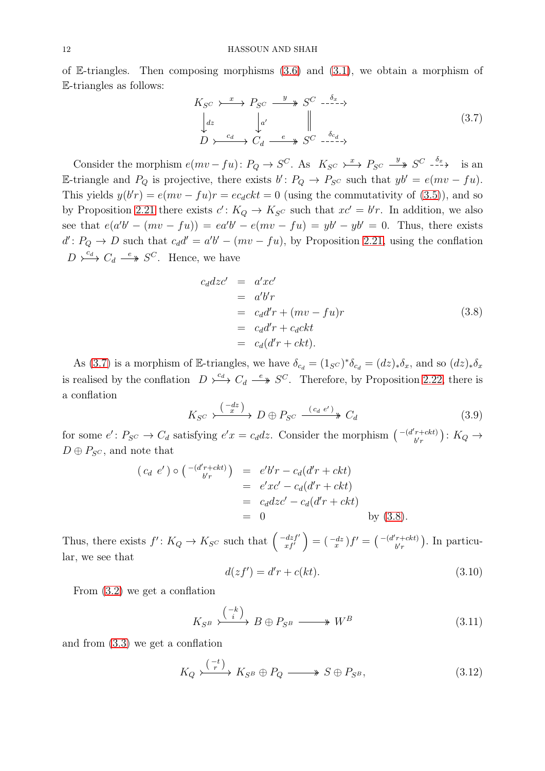of $\mathbb{E}$-triangles. Then composing morphisms (3.6) and (3.1), we obtain a morphism of $\mathbb{E}$-triangles as follows:

$$\begin{array}{ccccccc} K_{S^C} & \overset{x}{\rightarrowtail} & P_{S^C} & \overset{y}{\twoheadrightarrow} & S^C & \overset{\delta_x}{\dashrightarrow} & \\ \downarrow{\scriptstyle dz} & & \downarrow{\scriptstyle a'} & & \| & & \\ D & \overset{c_d}{\rightarrowtail} & C_d & \overset{e}{\twoheadrightarrow} & S^C & \overset{\delta_{c_d}}{\dashrightarrow} & \end{array} \tag{3.7}$$

Consider the morphism $e(mv - fu)\colon P_Q \to S^C$. As $K_{S^C} \overset{x}{\rightarrowtail} P_{S^C} \overset{y}{\twoheadrightarrow} S^C \overset{\delta_x}{\dashrightarrow}$ is an $\mathbb{E}$-triangle and $P_Q$ is projective, there exists $b'\colon P_Q \to P_{S^C}$ such that $yb' = e(mv - fu)$. This yields $y(b'r) = e(mv - fu)r = ec_dckt = 0$ (using the commutativity of (3.5)), and so by Proposition 2.21 there exists $c'\colon K_Q \to K_{S^C}$ such that $xc' = b'r$. In addition, we also see that $e(a'b' - (mv - fu)) = ea'b' - e(mv - fu) = yb' - yb' = 0$. Thus, there exists $d'\colon P_Q \to D$ such that $c_dd' = a'b' - (mv - fu)$, by Proposition 2.21, using the conflation $D \overset{c_d}{\rightarrowtail} C_d \overset{e}{\twoheadrightarrow} S^C$. Hence, we have

$$\begin{aligned} c_ddzc' &= a'xc' \\ &= a'b'r \\ &= c_dd'r + (mv - fu)r \\ &= c_dd'r + c_dckt \\ &= c_d(d'r + ckt). \end{aligned} \tag{3.8}$$

As (3.7) is a morphism of $\mathbb{E}$-triangles, we have $\delta_{c_d} = (1_{S^C})^*\delta_{c_d} = (dz)_*\delta_x$, and so $(dz)_*\delta_x$ is realised by the conflation $D \overset{c_d}{\rightarrowtail} C_d \overset{e}{\twoheadrightarrow} S^C$. Therefore, by Proposition 2.22, there is a conflation

$$K_{S^C} \overset{\left(\begin{smallmatrix} -dz \\ x \end{smallmatrix}\right)}{\rightarrowtail} D \oplus P_{S^C} \overset{(\,c_d\ e'\,)}{\twoheadrightarrow} C_d \tag{3.9}$$

for some $e'\colon P_{S^C} \to C_d$ satisfying $e'x = c_ddz$. Consider the morphism $\left(\begin{smallmatrix} -(d'r+ckt) \\ b'r \end{smallmatrix}\right)\colon K_Q \to D \oplus P_{S^C}$, and note that

$$\begin{aligned} (\,c_d\ e'\,) \circ \left(\begin{smallmatrix} -(d'r+ckt) \\ b'r \end{smallmatrix}\right) &= e'b'r - c_d(d'r + ckt) \\ &= e'xc' - c_d(d'r + ckt) \\ &= c_ddzc' - c_d(d'r + ckt) \\ &= 0 \qquad \text{by (3.8)}. \end{aligned}$$

Thus, there exists $f'\colon K_Q \to K_{S^C}$ such that $\left(\begin{smallmatrix} -dzf' \\ xf' \end{smallmatrix}\right) = \left(\begin{smallmatrix} -dz \\ x \end{smallmatrix}\right)f' = \left(\begin{smallmatrix} -(d'r+ckt) \\ b'r \end{smallmatrix}\right)$. In particular, we see that

$$d(zf') = d'r + c(kt). \tag{3.10}$$

From (3.2) we get a conflation

$$K_{S^B} \overset{\left(\begin{smallmatrix} -k \\ i \end{smallmatrix}\right)}{\rightarrowtail} B \oplus P_{S^B} \twoheadrightarrow W^B \tag{3.11}$$

and from (3.3) we get a conflation

$$K_Q \overset{\left(\begin{smallmatrix} -t \\ r \end{smallmatrix}\right)}{\rightarrowtail} K_{S^B} \oplus P_Q \twoheadrightarrow S \oplus P_{S^B}, \tag{3.12}$$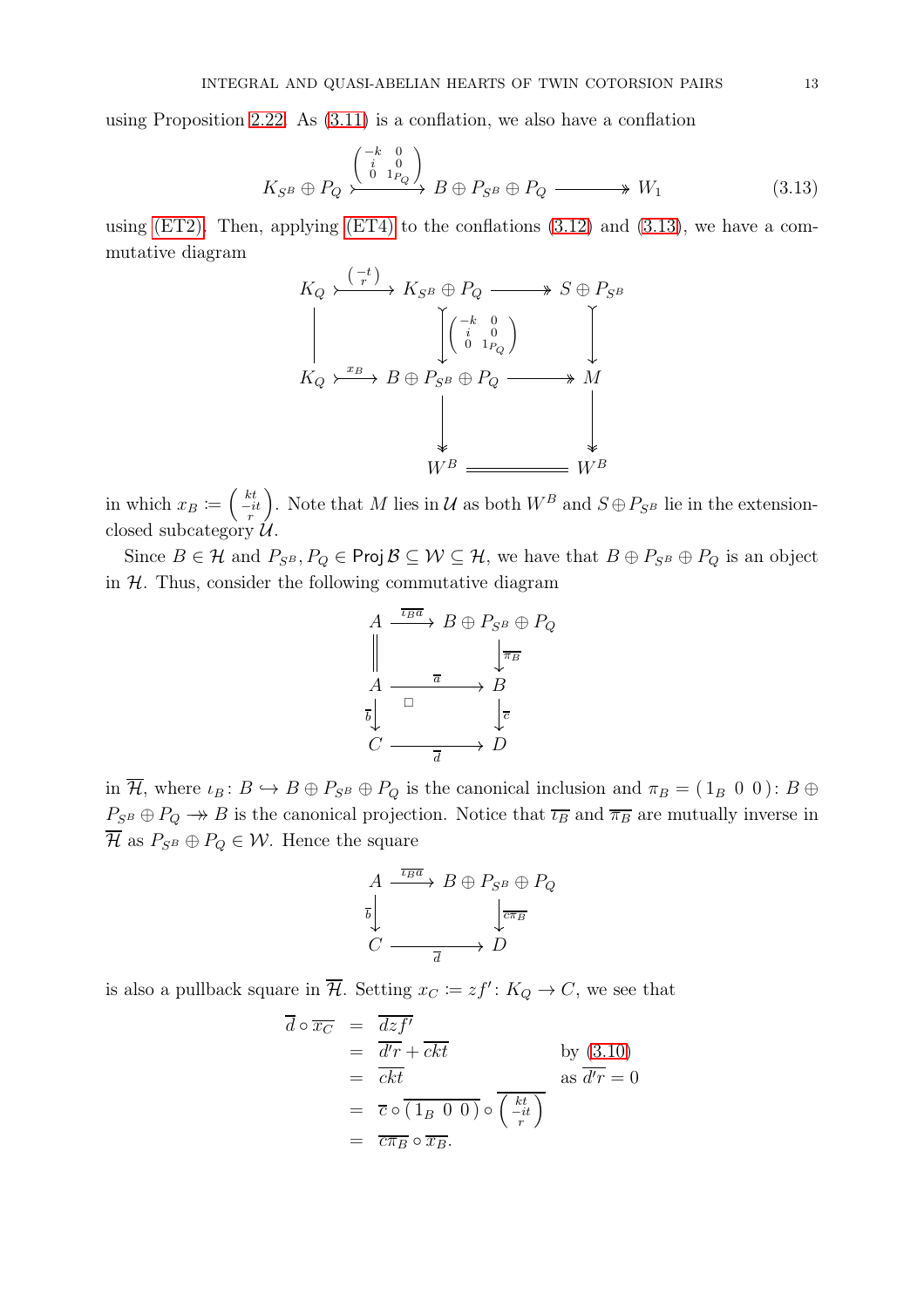using Proposition 2.22. As (3.11) is a conflation, we also have a conflation

$$K_{S^B} \oplus P_Q \overset{\left(\begin{smallmatrix} -k & 0 \\ i & 0 \\ 0 & 1_{P_Q} \end{smallmatrix}\right)}{\rightarrowtail} B \oplus P_{S^B} \oplus P_Q \twoheadrightarrow W_1 \tag{3.13}$$

using (ET2). Then, applying (ET4) to the conflations (3.12) and (3.13), we have a commutative diagram

$$\begin{array}{ccccc}
K_Q & \overset{\left(\begin{smallmatrix} -t \\ r \end{smallmatrix}\right)}{\rightarrowtail} & K_{S^B} \oplus P_Q & \twoheadrightarrow & S \oplus P_{S^B} \\
\Big| & & \Big\downarrow {\scriptstyle \left(\begin{smallmatrix} -k & 0 \\ i & 0 \\ 0 & 1_{P_Q} \end{smallmatrix}\right)} & & \Big\downarrow \\
K_Q & \overset{x_B}{\rightarrowtail} & B \oplus P_{S^B} \oplus P_Q & \twoheadrightarrow & M \\
 & & \Big\downarrow & & \Big\downarrow \\
 & & W^B & = & W^B
\end{array}$$

in which $x_B := \left(\begin{smallmatrix} kt \\ -it \\ r \end{smallmatrix}\right)$. Note that $M$ lies in $\mathcal{U}$ as both $W^B$ and $S \oplus P_{S^B}$ lie in the extension-closed subcategory $\mathcal{U}$.

Since $B \in \mathcal{H}$ and $P_{S^B}, P_Q \in \operatorname{Proj} \mathcal{B} \subseteq \mathcal{W} \subseteq \mathcal{H}$, we have that $B \oplus P_{S^B} \oplus P_Q$ is an object in $\mathcal{H}$. Thus, consider the following commutative diagram

$$\begin{array}{ccc}
A & \xrightarrow{\overline{\iota_B a}} & B \oplus P_{S^B} \oplus P_Q \\
\Big\| & & \Big\downarrow {\scriptstyle \overline{\pi_B}} \\
A & \xrightarrow{\overline{a}} & B \\
{\scriptstyle \overline{b}}\Big\downarrow & \square & \Big\downarrow {\scriptstyle \overline{c}} \\
C & \xrightarrow{\overline{d}} & D
\end{array}$$

in $\overline{\mathcal{H}}$, where $\iota_B \colon B \hookrightarrow B \oplus P_{S^B} \oplus P_Q$ is the canonical inclusion and $\pi_B = (\, 1_B \;\, 0 \;\, 0 \,) \colon B \oplus P_{S^B} \oplus P_Q \twoheadrightarrow B$ is the canonical projection. Notice that $\overline{\iota_B}$ and $\overline{\pi_B}$ are mutually inverse in $\overline{\mathcal{H}}$ as $P_{S^B} \oplus P_Q \in \mathcal{W}$. Hence the square

$$\begin{array}{ccc}
A & \xrightarrow{\overline{\iota_B a}} & B \oplus P_{S^B} \oplus P_Q \\
{\scriptstyle \overline{b}}\Big\downarrow & & \Big\downarrow {\scriptstyle \overline{c\pi_B}} \\
C & \xrightarrow{\overline{d}} & D
\end{array}$$

is also a pullback square in $\overline{\mathcal{H}}$. Setting $x_C := zf' \colon K_Q \to C$, we see that

$$\begin{aligned}
\overline{d} \circ \overline{x_C} &= \overline{dzf'} & & \\
&= \overline{d'r} + \overline{ckt} & & \text{by (3.10)} \\
&= \overline{ckt} & & \text{as } \overline{d'r} = 0 \\
&= \overline{c} \circ \overline{(\, 1_B \;\, 0 \;\, 0 \,)} \circ \overline{\left(\begin{smallmatrix} kt \\ -it \\ r \end{smallmatrix}\right)} & & \\
&= \overline{c\pi_B} \circ \overline{x_B}. & &
\end{aligned}$$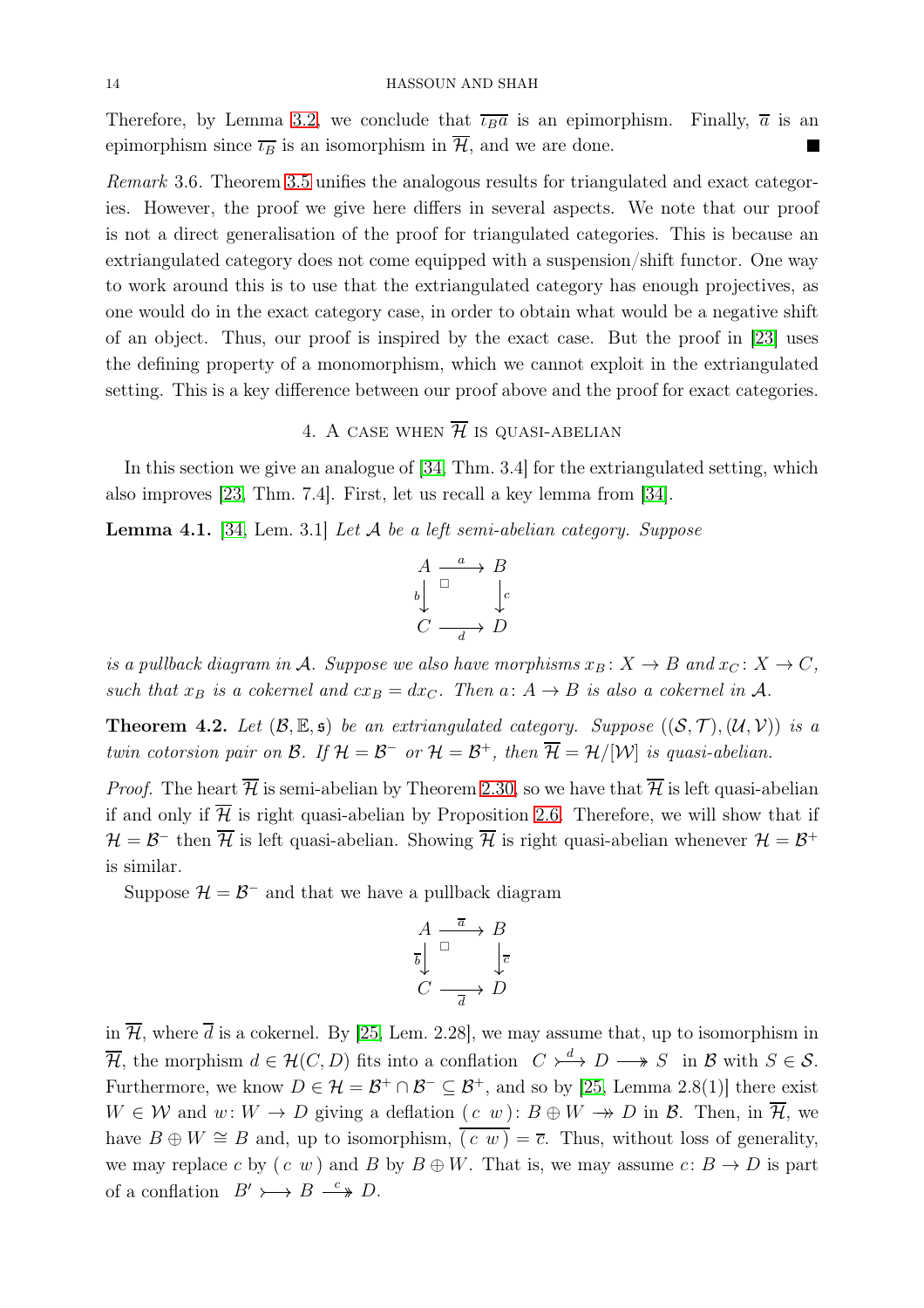Therefore, by Lemma 3.2, we conclude that $\overline{\iota_B a}$ is an epimorphism. Finally, $\overline{a}$ is an epimorphism since $\overline{\iota_B}$ is an isomorphism in $\overline{\mathcal{H}}$, and we are done. ■

*Remark* 3.6. Theorem 3.5 unifies the analogous results for triangulated and exact categories. However, the proof we give here differs in several aspects. We note that our proof is not a direct generalisation of the proof for triangulated categories. This is because an extriangulated category does not come equipped with a suspension/shift functor. One way to work around this is to use that the extriangulated category has enough projectives, as one would do in the exact category case, in order to obtain what would be a negative shift of an object. Thus, our proof is inspired by the exact case. But the proof in [23] uses the defining property of a monomorphism, which we cannot exploit in the extriangulated setting. This is a key difference between our proof above and the proof for exact categories.

## 4. A case when $\overline{\mathcal{H}}$ is quasi-abelian

In this section we give an analogue of [34, Thm. 3.4] for the extriangulated setting, which also improves [23, Thm. 7.4]. First, let us recall a key lemma from [34].

**Lemma 4.1.** [34, Lem. 3.1] *Let $\mathcal{A}$ be a left semi-abelian category. Suppose*

$$\begin{array}{ccc} A & \xrightarrow{a} & B \\ {\scriptstyle b}\downarrow & \square & \downarrow{\scriptstyle c} \\ C & \xrightarrow[d]{} & D \end{array}$$

*is a pullback diagram in $\mathcal{A}$. Suppose we also have morphisms $x_B \colon X \to B$ and $x_C \colon X \to C$, such that $x_B$ is a cokernel and $cx_B = dx_C$. Then $a \colon A \to B$ is also a cokernel in $\mathcal{A}$.*

**Theorem 4.2.** *Let $(\mathcal{B}, \mathbb{E}, \mathfrak{s})$ be an extriangulated category. Suppose $((\mathcal{S}, \mathcal{T}), (\mathcal{U}, \mathcal{V}))$ is a twin cotorsion pair on $\mathcal{B}$. If $\mathcal{H} = \mathcal{B}^-$ or $\mathcal{H} = \mathcal{B}^+$, then $\overline{\mathcal{H}} = \mathcal{H}/[\mathcal{W}]$ is quasi-abelian.*

*Proof.* The heart $\overline{\mathcal{H}}$ is semi-abelian by Theorem 2.30, so we have that $\overline{\mathcal{H}}$ is left quasi-abelian if and only if $\overline{\mathcal{H}}$ is right quasi-abelian by Proposition 2.6. Therefore, we will show that if $\mathcal{H} = \mathcal{B}^-$ then $\overline{\mathcal{H}}$ is left quasi-abelian. Showing $\overline{\mathcal{H}}$ is right quasi-abelian whenever $\mathcal{H} = \mathcal{B}^+$ is similar.

Suppose $\mathcal{H} = \mathcal{B}^-$ and that we have a pullback diagram

$$\begin{array}{ccc} A & \xrightarrow{\overline{a}} & B \\ {\scriptstyle \overline{b}}\downarrow & \square & \downarrow{\scriptstyle \overline{c}} \\ C & \xrightarrow[\overline{d}]{} & D \end{array}$$

in $\overline{\mathcal{H}}$, where $\overline{d}$ is a cokernel. By [25, Lem. 2.28], we may assume that, up to isomorphism in $\overline{\mathcal{H}}$, the morphism $d \in \mathcal{H}(C, D)$ fits into a conflation $C \overset{d}{\rightarrowtail} D \twoheadrightarrow S$ in $\mathcal{B}$ with $S \in \mathcal{S}$. Furthermore, we know $D \in \mathcal{H} = \mathcal{B}^+ \cap \mathcal{B}^- \subseteq \mathcal{B}^+$, and so by [25, Lemma 2.8(1)] there exist $W \in \mathcal{W}$ and $w \colon W \to D$ giving a deflation $(\, c \;\; w\,) \colon B \oplus W \twoheadrightarrow D$ in $\mathcal{B}$. Then, in $\overline{\mathcal{H}}$, we have $B \oplus W \cong B$ and, up to isomorphism, $\overline{(\, c \;\; w\,)} = \overline{c}$. Thus, without loss of generality, we may replace $c$ by $(\, c \;\; w\,)$ and $B$ by $B \oplus W$. That is, we may assume $c \colon B \to D$ is part of a conflation $B' \rightarrowtail B \overset{c}{\twoheadrightarrow} D$.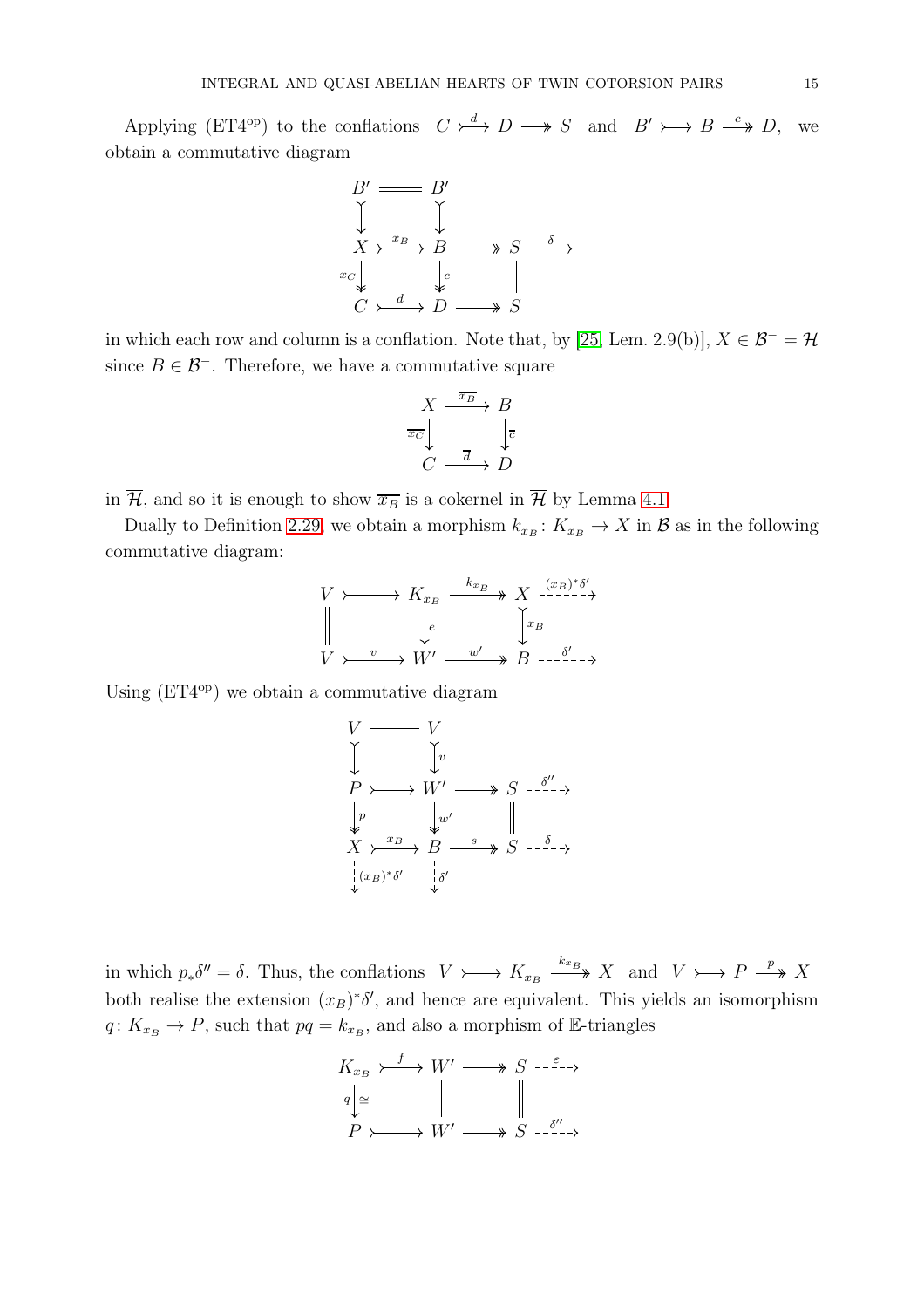Applying (ET4$^{\text{op}}$) to the conflations $C \overset{d}{\rightarrowtail} D \twoheadrightarrow S$ and $B' \rightarrowtail B \overset{c}{\twoheadrightarrow} D$, we obtain a commutative diagram

$$
\begin{array}{ccccc}
B' & = & B' & & \\
\downarrow & & \downarrow & & \\
X & \overset{x_B}{\rightarrowtail} & B & \twoheadrightarrow & S \overset{\delta}{\dashrightarrow} \\
{\scriptstyle x_C}\downarrow & & \downarrow{\scriptstyle c} & & \| \\
C & \overset{d}{\rightarrowtail} & D & \twoheadrightarrow & S
\end{array}
$$

in which each row and column is a conflation. Note that, by [25, Lem. 2.9(b)], $X \in \mathcal{B}^- = \mathcal{H}$ since $B \in \mathcal{B}^-$. Therefore, we have a commutative square

$$
\begin{array}{ccc}
X & \xrightarrow{\overline{x_B}} & B \\
{\scriptstyle \overline{x_C}}\downarrow & & \downarrow{\scriptstyle \overline{c}} \\
C & \xrightarrow{\overline{d}} & D
\end{array}
$$

in $\overline{\mathcal{H}}$, and so it is enough to show $\overline{x_B}$ is a cokernel in $\overline{\mathcal{H}}$ by Lemma 4.1.

Dually to Definition 2.29, we obtain a morphism $k_{x_B} \colon K_{x_B} \to X$ in $\mathcal{B}$ as in the following commutative diagram:

$$
\begin{array}{ccccc}
V & \rightarrowtail & K_{x_B} & \overset{k_{x_B}}{\twoheadrightarrow} & X \overset{(x_B)^*\delta'}{\dashrightarrow} \\
\| & & \downarrow{\scriptstyle e} & & \downarrow{\scriptstyle x_B} \\
V & \overset{v}{\rightarrowtail} & W' & \overset{w'}{\twoheadrightarrow} & B \overset{\delta'}{\dashrightarrow}
\end{array}
$$

Using (ET4$^{\text{op}}$) we obtain a commutative diagram

$$
\begin{array}{ccccc}
V & = & V & & \\
\downarrow & & \downarrow{\scriptstyle v} & & \\
P & \rightarrowtail & W' & \twoheadrightarrow & S \overset{\delta''}{\dashrightarrow} \\
{\scriptstyle p}\downarrow & & \downarrow{\scriptstyle w'} & & \| \\
X & \overset{x_B}{\rightarrowtail} & B & \overset{s}{\twoheadrightarrow} & S \overset{\delta}{\dashrightarrow} \\
{\scriptstyle (x_B)^*\delta'}\downarrow & & \downarrow{\scriptstyle \delta'} & &
\end{array}
$$

in which $p_*\delta'' = \delta$. Thus, the conflations $V \rightarrowtail K_{x_B} \overset{k_{x_B}}{\twoheadrightarrow} X$ and $V \rightarrowtail P \overset{p}{\twoheadrightarrow} X$ both realise the extension $(x_B)^*\delta'$, and hence are equivalent. This yields an isomorphism $q \colon K_{x_B} \to P$, such that $pq = k_{x_B}$, and also a morphism of $\mathbb{E}$-triangles

$$
\begin{array}{ccccc}
K_{x_B} & \overset{f}{\rightarrowtail} & W' & \twoheadrightarrow & S \overset{\varepsilon}{\dashrightarrow} \\
{\scriptstyle q}\downarrow{\scriptstyle \cong} & & \| & & \| \\
P & \rightarrowtail & W' & \twoheadrightarrow & S \overset{\delta''}{\dashrightarrow}
\end{array}
$$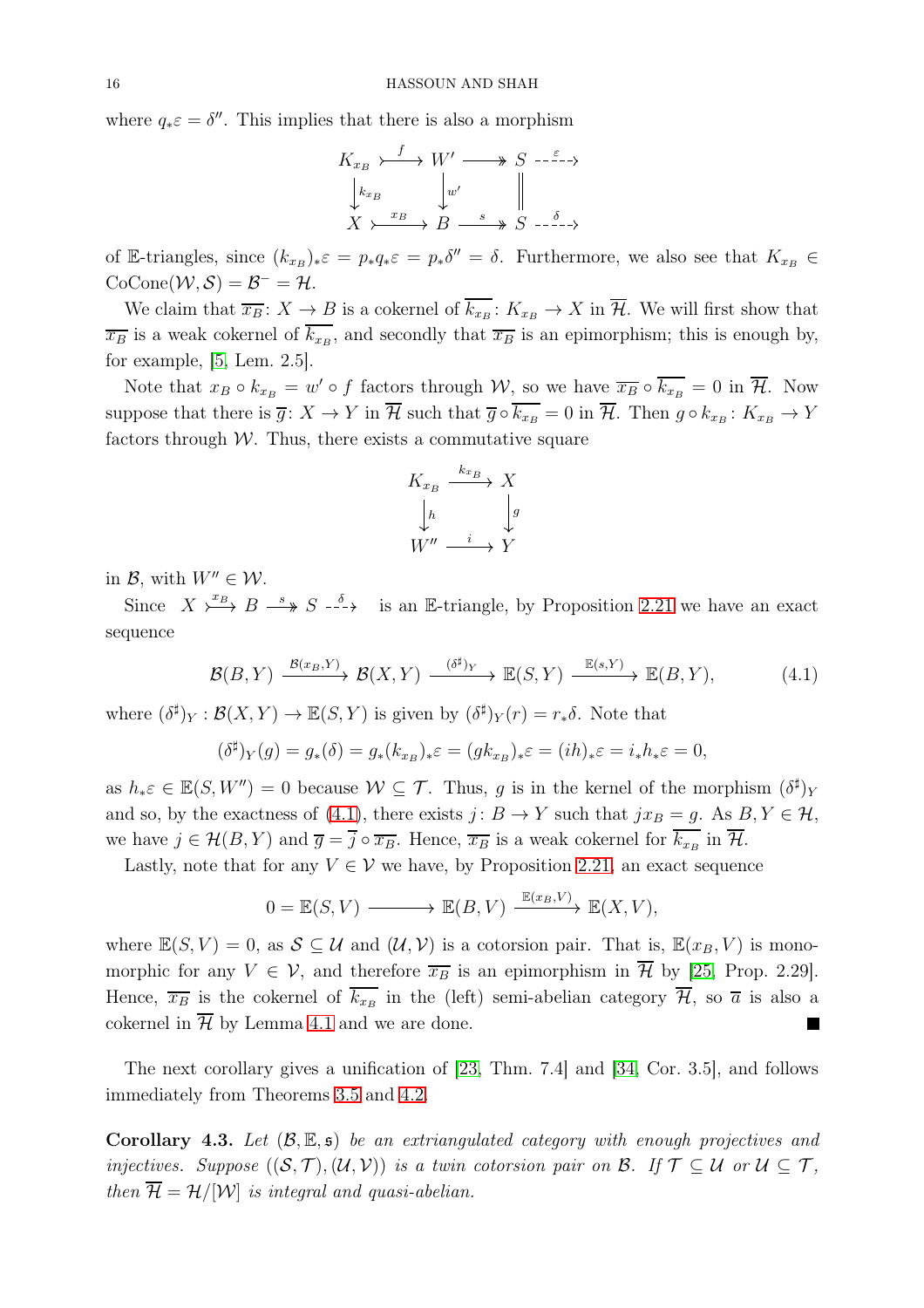where $q_*\varepsilon = \delta''$. This implies that there is also a morphism

$$\begin{array}{ccccc} K_{x_B} & \overset{f}{\rightarrowtail} & W' & \twoheadrightarrow & S \overset{\varepsilon}{\dashrightarrow} \\ \downarrow{\scriptstyle k_{x_B}} & & \downarrow{\scriptstyle w'} & & \parallel \\ X & \overset{x_B}{\rightarrowtail} & B & \overset{s}{\twoheadrightarrow} & S \overset{\delta}{\dashrightarrow} \end{array}$$

of $\mathbb{E}$-triangles, since $(k_{x_B})_*\varepsilon = p_*q_*\varepsilon = p_*\delta'' = \delta$. Furthermore, we also see that $K_{x_B} \in \mathrm{CoCone}(\mathcal{W}, \mathcal{S}) = \mathcal{B}^- = \mathcal{H}$.

We claim that $\overline{x_B}\colon X \to B$ is a cokernel of $\overline{k_{x_B}}\colon K_{x_B} \to X$ in $\overline{\mathcal{H}}$. We will first show that $\overline{x_B}$ is a weak cokernel of $\overline{k_{x_B}}$, and secondly that $\overline{x_B}$ is an epimorphism; this is enough by, for example, [5, Lem. 2.5].

Note that $x_B \circ k_{x_B} = w' \circ f$ factors through $\mathcal{W}$, so we have $\overline{x_B} \circ \overline{k_{x_B}} = 0$ in $\overline{\mathcal{H}}$. Now suppose that there is $\overline{g}\colon X \to Y$ in $\overline{\mathcal{H}}$ such that $\overline{g} \circ \overline{k_{x_B}} = 0$ in $\overline{\mathcal{H}}$. Then $g \circ k_{x_B}\colon K_{x_B} \to Y$ factors through $\mathcal{W}$. Thus, there exists a commutative square

$$\begin{array}{ccc} K_{x_B} & \xrightarrow{k_{x_B}} & X \\ \downarrow{\scriptstyle h} & & \downarrow{\scriptstyle g} \\ W'' & \xrightarrow{i} & Y \end{array}$$

in $\mathcal{B}$, with $W'' \in \mathcal{W}$.

Since $X \overset{x_B}{\rightarrowtail} B \overset{s}{\twoheadrightarrow} S \overset{\delta}{\dashrightarrow}$ is an $\mathbb{E}$-triangle, by Proposition 2.21 we have an exact sequence

$$\mathcal{B}(B, Y) \xrightarrow{\mathcal{B}(x_B, Y)} \mathcal{B}(X, Y) \xrightarrow{(\delta^\sharp)_Y} \mathbb{E}(S, Y) \xrightarrow{\mathbb{E}(s, Y)} \mathbb{E}(B, Y), \tag{4.1}$$

where $(\delta^\sharp)_Y : \mathcal{B}(X, Y) \to \mathbb{E}(S, Y)$ is given by $(\delta^\sharp)_Y(r) = r_*\delta$. Note that

$$(\delta^\sharp)_Y(g) = g_*(\delta) = g_*(k_{x_B})_*\varepsilon = (gk_{x_B})_*\varepsilon = (ih)_*\varepsilon = i_*h_*\varepsilon = 0,$$

as $h_*\varepsilon \in \mathbb{E}(S, W'') = 0$ because $\mathcal{W} \subseteq \mathcal{T}$. Thus, $g$ is in the kernel of the morphism $(\delta^\sharp)_Y$ and so, by the exactness of (4.1), there exists $j\colon B \to Y$ such that $jx_B = g$. As $B, Y \in \mathcal{H}$, we have $j \in \mathcal{H}(B, Y)$ and $\overline{g} = \overline{j} \circ \overline{x_B}$. Hence, $\overline{x_B}$ is a weak cokernel for $\overline{k_{x_B}}$ in $\overline{\mathcal{H}}$.

Lastly, note that for any $V \in \mathcal{V}$ we have, by Proposition 2.21, an exact sequence

$$0 = \mathbb{E}(S, V) \longrightarrow \mathbb{E}(B, V) \xrightarrow{\mathbb{E}(x_B, V)} \mathbb{E}(X, V),$$

where $\mathbb{E}(S, V) = 0$, as $\mathcal{S} \subseteq \mathcal{U}$ and $(\mathcal{U}, \mathcal{V})$ is a cotorsion pair. That is, $\mathbb{E}(x_B, V)$ is monomorphic for any $V \in \mathcal{V}$, and therefore $\overline{x_B}$ is an epimorphism in $\overline{\mathcal{H}}$ by [25, Prop. 2.29]. Hence, $\overline{x_B}$ is the cokernel of $\overline{k_{x_B}}$ in the (left) semi-abelian category $\overline{\mathcal{H}}$, so $\overline{a}$ is also a cokernel in $\overline{\mathcal{H}}$ by Lemma 4.1 and we are done. ∎

The next corollary gives a unification of [23, Thm. 7.4] and [34, Cor. 3.5], and follows immediately from Theorems 3.5 and 4.2.

**Corollary 4.3.** *Let $(\mathcal{B}, \mathbb{E}, \mathfrak{s})$ be an extriangulated category with enough projectives and injectives. Suppose $((\mathcal{S}, \mathcal{T}), (\mathcal{U}, \mathcal{V}))$ is a twin cotorsion pair on $\mathcal{B}$. If $\mathcal{T} \subseteq \mathcal{U}$ or $\mathcal{U} \subseteq \mathcal{T}$, then $\overline{\mathcal{H}} = \mathcal{H}/[\mathcal{W}]$ is integral and quasi-abelian.*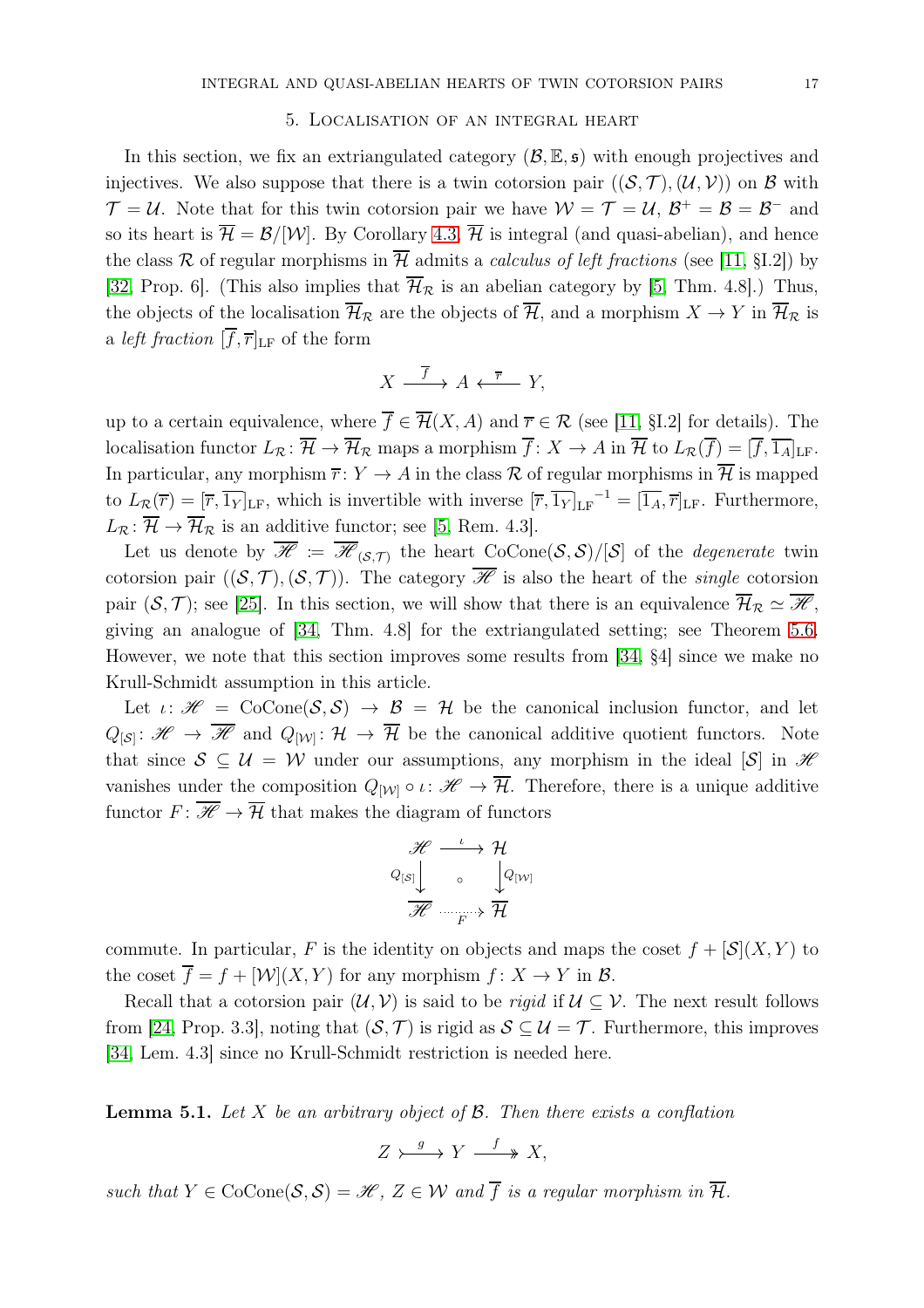## 5. Localisation of an integral heart

In this section, we fix an extriangulated category $(\mathcal{B}, \mathbb{E}, \mathfrak{s})$ with enough projectives and injectives. We also suppose that there is a twin cotorsion pair $((\mathcal{S}, \mathcal{T}), (\mathcal{U}, \mathcal{V}))$ on $\mathcal{B}$ with $\mathcal{T} = \mathcal{U}$. Note that for this twin cotorsion pair we have $\mathcal{W} = \mathcal{T} = \mathcal{U}$, $\mathcal{B}^+ = \mathcal{B} = \mathcal{B}^-$ and so its heart is $\overline{\mathcal{H}} = \mathcal{B}/[\mathcal{W}]$. By Corollary 4.3, $\overline{\mathcal{H}}$ is integral (and quasi-abelian), and hence the class $\mathcal{R}$ of regular morphisms in $\overline{\mathcal{H}}$ admits a *calculus of left fractions* (see [11, §I.2]) by [32, Prop. 6]. (This also implies that $\overline{\mathcal{H}}_{\mathcal{R}}$ is an abelian category by [5, Thm. 4.8].) Thus, the objects of the localisation $\overline{\mathcal{H}}_{\mathcal{R}}$ are the objects of $\overline{\mathcal{H}}$, and a morphism $X \to Y$ in $\overline{\mathcal{H}}_{\mathcal{R}}$ is a *left fraction* $[\overline{f}, \overline{r}]_{\mathrm{LF}}$ of the form

$$X \xrightarrow{\ \overline{f}\ } A \xleftarrow{\ \overline{r}\ } Y,$$

up to a certain equivalence, where $\overline{f} \in \overline{\mathcal{H}}(X, A)$ and $\overline{r} \in \mathcal{R}$ (see [11, §I.2] for details). The localisation functor $L_{\mathcal{R}} \colon \overline{\mathcal{H}} \to \overline{\mathcal{H}}_{\mathcal{R}}$ maps a morphism $\overline{f} \colon X \to A$ in $\overline{\mathcal{H}}$ to $L_{\mathcal{R}}(\overline{f}) = [\overline{f}, \overline{1_A}]_{\mathrm{LF}}$. In particular, any morphism $\overline{r} \colon Y \to A$ in the class $\mathcal{R}$ of regular morphisms in $\overline{\mathcal{H}}$ is mapped to $L_{\mathcal{R}}(\overline{r}) = [\overline{r}, \overline{1_Y}]_{\mathrm{LF}}$, which is invertible with inverse $[\overline{r}, \overline{1_Y}]_{\mathrm{LF}}^{-1} = [\overline{1_A}, \overline{r}]_{\mathrm{LF}}$. Furthermore, $L_{\mathcal{R}} \colon \overline{\mathcal{H}} \to \overline{\mathcal{H}}_{\mathcal{R}}$ is an additive functor; see [5, Rem. 4.3].

Let us denote by $\overline{\mathscr{H}} := \overline{\mathscr{H}}_{(\mathcal{S},\mathcal{T})}$ the heart $\mathrm{CoCone}(\mathcal{S}, \mathcal{S})/[\mathcal{S}]$ of the *degenerate* twin cotorsion pair $((\mathcal{S}, \mathcal{T}), (\mathcal{S}, \mathcal{T}))$. The category $\overline{\mathscr{H}}$ is also the heart of the *single* cotorsion pair $(\mathcal{S}, \mathcal{T})$; see [25]. In this section, we will show that there is an equivalence $\overline{\mathcal{H}}_{\mathcal{R}} \simeq \overline{\mathscr{H}}$, giving an analogue of [34, Thm. 4.8] for the extriangulated setting; see Theorem 5.6. However, we note that this section improves some results from [34, §4] since we make no Krull-Schmidt assumption in this article.

Let $\iota \colon \mathscr{H} = \mathrm{CoCone}(\mathcal{S}, \mathcal{S}) \to \mathcal{B} = \mathcal{H}$ be the canonical inclusion functor, and let $Q_{[\mathcal{S}]} \colon \mathscr{H} \to \overline{\mathscr{H}}$ and $Q_{[\mathcal{W}]} \colon \mathcal{H} \to \overline{\mathcal{H}}$ be the canonical additive quotient functors. Note that since $\mathcal{S} \subseteq \mathcal{U} = \mathcal{W}$ under our assumptions, any morphism in the ideal $[\mathcal{S}]$ in $\mathscr{H}$ vanishes under the composition $Q_{[\mathcal{W}]} \circ \iota \colon \mathscr{H} \to \overline{\mathcal{H}}$. Therefore, there is a unique additive functor $F \colon \overline{\mathscr{H}} \to \overline{\mathcal{H}}$ that makes the diagram of functors

$$\begin{array}{ccc} \mathscr{H} & \xrightarrow{\ \iota\ } & \mathcal{H} \\ {\scriptstyle Q_{[\mathcal{S}]}}\downarrow & \circ & \downarrow{\scriptstyle Q_{[\mathcal{W}]}} \\ \overline{\mathscr{H}} & \xrightarrow[F]{\cdots\cdots} & \overline{\mathcal{H}} \end{array}$$

commute. In particular, $F$ is the identity on objects and maps the coset $f + [\mathcal{S}](X, Y)$ to the coset $\overline{f} = f + [\mathcal{W}](X, Y)$ for any morphism $f \colon X \to Y$ in $\mathcal{B}$.

Recall that a cotorsion pair $(\mathcal{U}, \mathcal{V})$ is said to be *rigid* if $\mathcal{U} \subseteq \mathcal{V}$. The next result follows from [24, Prop. 3.3], noting that $(\mathcal{S}, \mathcal{T})$ is rigid as $\mathcal{S} \subseteq \mathcal{U} = \mathcal{T}$. Furthermore, this improves [34, Lem. 4.3] since no Krull-Schmidt restriction is needed here.

**Lemma 5.1.** *Let $X$ be an arbitrary object of $\mathcal{B}$. Then there exists a conflation*

$$Z \overset{g}{\rightarrowtail} Y \overset{f}{\twoheadrightarrow} X,$$

*such that $Y \in \mathrm{CoCone}(\mathcal{S}, \mathcal{S}) = \mathscr{H}$, $Z \in \mathcal{W}$ and $\overline{f}$ is a regular morphism in $\overline{\mathcal{H}}$.*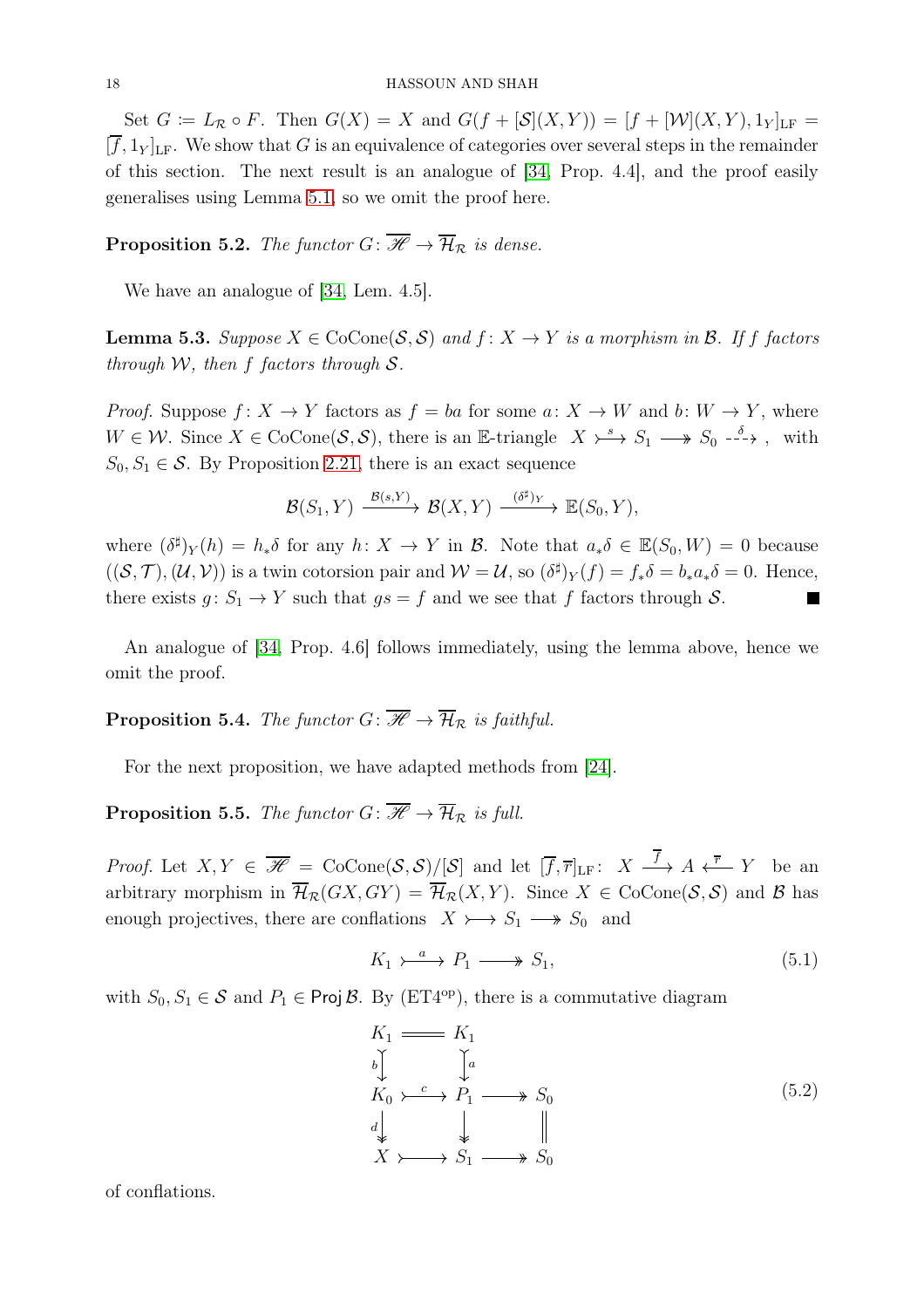Set $G \coloneqq L_{\mathcal{R}} \circ F$. Then $G(X) = X$ and $G(f + [\mathcal{S}](X,Y)) = [f + [\mathcal{W}](X,Y), 1_Y]_{\mathrm{LF}} = [\overline{f}, 1_Y]_{\mathrm{LF}}$. We show that $G$ is an equivalence of categories over several steps in the remainder of this section. The next result is an analogue of [34, Prop. 4.4], and the proof easily generalises using Lemma 5.1, so we omit the proof here.

**Proposition 5.2.** *The functor* $G\colon \overline{\mathscr{H}} \to \overline{\mathcal{H}}_{\mathcal{R}}$ *is dense.*

We have an analogue of [34, Lem. 4.5].

**Lemma 5.3.** *Suppose* $X \in \operatorname{CoCone}(\mathcal{S},\mathcal{S})$ *and* $f\colon X \to Y$ *is a morphism in* $\mathcal{B}$. *If* $f$ *factors through* $\mathcal{W}$, *then* $f$ *factors through* $\mathcal{S}$.

*Proof.* Suppose $f\colon X \to Y$ factors as $f = ba$ for some $a\colon X \to W$ and $b\colon W \to Y$, where $W \in \mathcal{W}$. Since $X \in \operatorname{CoCone}(\mathcal{S},\mathcal{S})$, there is an $\mathbb{E}$-triangle $X \overset{s}{\rightarrowtail} S_1 \twoheadrightarrow S_0 \overset{\delta}{\dashrightarrow}$, with $S_0, S_1 \in \mathcal{S}$. By Proposition 2.21, there is an exact sequence

$$\mathcal{B}(S_1, Y) \xrightarrow{\mathcal{B}(s,Y)} \mathcal{B}(X,Y) \xrightarrow{(\delta^\sharp)_Y} \mathbb{E}(S_0, Y),$$

where $(\delta^\sharp)_Y(h) = h_*\delta$ for any $h\colon X \to Y$ in $\mathcal{B}$. Note that $a_*\delta \in \mathbb{E}(S_0, W) = 0$ because $((\mathcal{S},\mathcal{T}),(\mathcal{U},\mathcal{V}))$ is a twin cotorsion pair and $\mathcal{W} = \mathcal{U}$, so $(\delta^\sharp)_Y(f) = f_*\delta = b_*a_*\delta = 0$. Hence, there exists $g\colon S_1 \to Y$ such that $gs = f$ and we see that $f$ factors through $\mathcal{S}$. ∎

An analogue of [34, Prop. 4.6] follows immediately, using the lemma above, hence we omit the proof.

**Proposition 5.4.** *The functor* $G\colon \overline{\mathscr{H}} \to \overline{\mathcal{H}}_{\mathcal{R}}$ *is faithful.*

For the next proposition, we have adapted methods from [24].

**Proposition 5.5.** *The functor* $G\colon \overline{\mathscr{H}} \to \overline{\mathcal{H}}_{\mathcal{R}}$ *is full.*

*Proof.* Let $X, Y \in \overline{\mathscr{H}} = \operatorname{CoCone}(\mathcal{S},\mathcal{S})/[\mathcal{S}]$ and let $[\overline{f},\overline{r}]_{\mathrm{LF}}\colon\ X \xrightarrow{\overline{f}} A \xleftarrow{\overline{r}} Y$ be an arbitrary morphism in $\overline{\mathcal{H}}_{\mathcal{R}}(GX, GY) = \overline{\mathcal{H}}_{\mathcal{R}}(X,Y)$. Since $X \in \operatorname{CoCone}(\mathcal{S},\mathcal{S})$ and $\mathcal{B}$ has enough projectives, there are conflations $X \rightarrowtail S_1 \twoheadrightarrow S_0$ and

$$K_1 \overset{a}{\rightarrowtail} P_1 \twoheadrightarrow S_1, \tag{5.1}$$

with $S_0, S_1 \in \mathcal{S}$ and $P_1 \in \operatorname{\mathsf{Proj}} \mathcal{B}$. By (ET4$^{\mathrm{op}}$), there is a commutative diagram

$$\begin{array}{ccccc}
K_1 & = & K_1 & & \\
{\scriptstyle b}\downarrow & & \downarrow{\scriptstyle a} & & \\
K_0 & \overset{c}{\rightarrowtail} & P_1 & \twoheadrightarrow & S_0 \\
{\scriptstyle d}\downarrow & & \downarrow & & \| \\
X & \rightarrowtail & S_1 & \twoheadrightarrow & S_0
\end{array} \tag{5.2}$$

of conflations.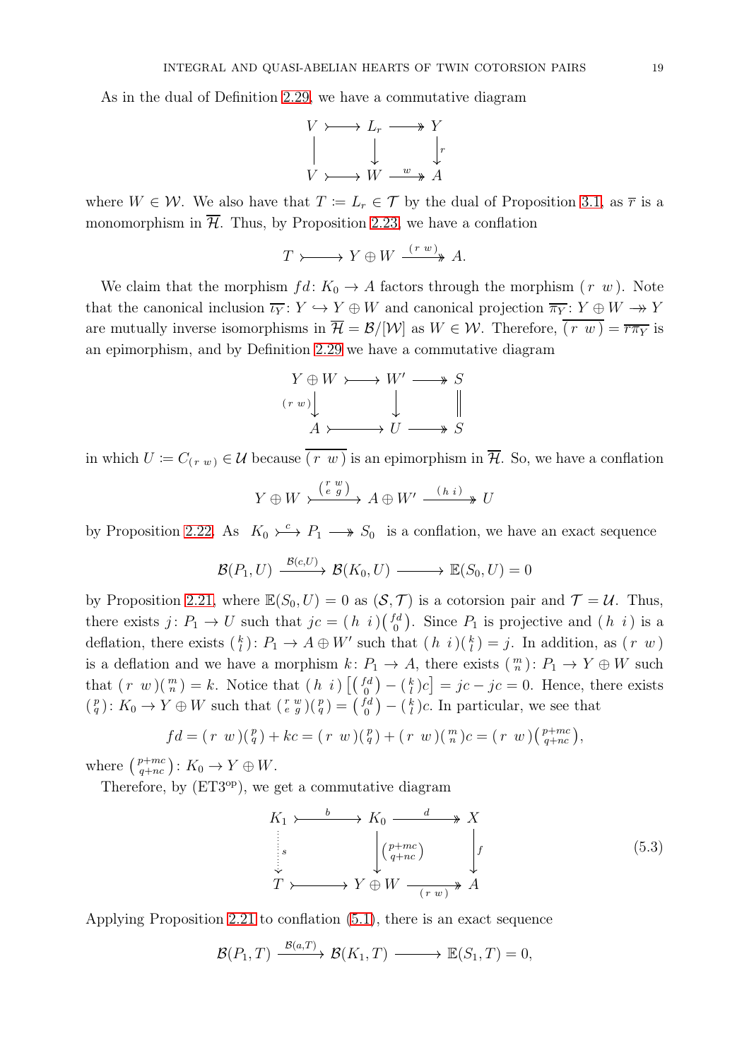As in the dual of Definition 2.29, we have a commutative diagram

$$
\begin{array}{ccccc}
V & \rightarrowtail & L_r & \twoheadrightarrow & Y \\
\Big| & & \downarrow & & \downarrow r \\
V & \rightarrowtail & W & \xrightarrow{w} & A
\end{array}
$$

where $W \in \mathcal{W}$. We also have that $T := L_r \in \mathcal{T}$ by the dual of Proposition 3.1, as $\overline{r}$ is a monomorphism in $\overline{\mathcal{H}}$. Thus, by Proposition 2.23, we have a conflation

$$T \rightarrowtail Y \oplus W \xrightarrow{(r\ w)} A.$$

We claim that the morphism $fd\colon K_0 \to A$ factors through the morphism $(r\ w)$. Note that the canonical inclusion $\overline{\iota_Y}\colon Y \hookrightarrow Y \oplus W$ and canonical projection $\overline{\pi_Y}\colon Y \oplus W \twoheadrightarrow Y$ are mutually inverse isomorphisms in $\overline{\mathcal{H}} = \mathcal{B}/[\mathcal{W}]$ as $W \in \mathcal{W}$. Therefore, $\overline{(r\ w)} = \overline{r\pi_Y}$ is an epimorphism, and by Definition 2.29 we have a commutative diagram

$$
\begin{array}{ccccc}
Y \oplus W & \rightarrowtail & W' & \twoheadrightarrow & S \\
{\scriptstyle (r\ w)}\downarrow & & \downarrow & & \Big\| \\
A & \rightarrowtail & U & \twoheadrightarrow & S
\end{array}
$$

in which $U := C_{(r\ w)} \in \mathcal{U}$ because $\overline{(r\ w)}$ is an epimorphism in $\overline{\mathcal{H}}$. So, we have a conflation

$$Y \oplus W \xrightarrow{\left(\begin{smallmatrix} r & w \\ e & g \end{smallmatrix}\right)} A \oplus W' \xrightarrow{(h\ i)} U$$

by Proposition 2.22. As $K_0 \overset{c}{\rightarrowtail} P_1 \twoheadrightarrow S_0$ is a conflation, we have an exact sequence

$$\mathcal{B}(P_1, U) \xrightarrow{\mathcal{B}(c,U)} \mathcal{B}(K_0, U) \longrightarrow \mathbb{E}(S_0, U) = 0$$

by Proposition 2.21, where $\mathbb{E}(S_0, U) = 0$ as $(\mathcal{S}, \mathcal{T})$ is a cotorsion pair and $\mathcal{T} = \mathcal{U}$. Thus, there exists $j\colon P_1 \to U$ such that $jc = (h\ i)\left(\begin{smallmatrix} fd \\ 0 \end{smallmatrix}\right)$. Since $P_1$ is projective and $(h\ i)$ is a deflation, there exists $\left(\begin{smallmatrix} k \\ l \end{smallmatrix}\right)\colon P_1 \to A \oplus W'$ such that $(h\ i)\left(\begin{smallmatrix} k \\ l \end{smallmatrix}\right) = j$. In addition, as $(r\ w)$ is a deflation and we have a morphism $k\colon P_1 \to A$, there exists $\left(\begin{smallmatrix} m \\ n \end{smallmatrix}\right)\colon P_1 \to Y \oplus W$ such that $(r\ w)\left(\begin{smallmatrix} m \\ n \end{smallmatrix}\right) = k$. Notice that $(h\ i)\left[\left(\begin{smallmatrix} fd \\ 0 \end{smallmatrix}\right) - \left(\begin{smallmatrix} k \\ l \end{smallmatrix}\right)c\right] = jc - jc = 0$. Hence, there exists $\left(\begin{smallmatrix} p \\ q \end{smallmatrix}\right)\colon K_0 \to Y \oplus W$ such that $\left(\begin{smallmatrix} r & w \\ e & g \end{smallmatrix}\right)\left(\begin{smallmatrix} p \\ q \end{smallmatrix}\right) = \left(\begin{smallmatrix} fd \\ 0 \end{smallmatrix}\right) - \left(\begin{smallmatrix} k \\ l \end{smallmatrix}\right)c$. In particular, we see that

$$fd = (r\ w)\left(\begin{smallmatrix} p \\ q \end{smallmatrix}\right) + kc = (r\ w)\left(\begin{smallmatrix} p \\ q \end{smallmatrix}\right) + (r\ w)\left(\begin{smallmatrix} m \\ n \end{smallmatrix}\right)c = (r\ w)\left(\begin{smallmatrix} p+mc \\ q+nc \end{smallmatrix}\right),$$

where $\left(\begin{smallmatrix} p+mc \\ q+nc \end{smallmatrix}\right)\colon K_0 \to Y \oplus W$.

Therefore, by (ET3$^{\mathrm{op}}$), we get a commutative diagram

$$
\begin{array}{ccccc}
K_1 & \overset{b}{\rightarrowtail} & K_0 & \overset{d}{\twoheadrightarrow} & X \\
\vdots\, {\scriptstyle s} & & \downarrow \left(\begin{smallmatrix} p+mc \\ q+nc \end{smallmatrix}\right) & & \downarrow f \\
T & \rightarrowtail & Y \oplus W & \underset{(r\ w)}{\twoheadrightarrow} & A
\end{array}
\tag{5.3}
$$

Applying Proposition 2.21 to conflation (5.1), there is an exact sequence

$$\mathcal{B}(P_1, T) \xrightarrow{\mathcal{B}(a,T)} \mathcal{B}(K_1, T) \longrightarrow \mathbb{E}(S_1, T) = 0,$$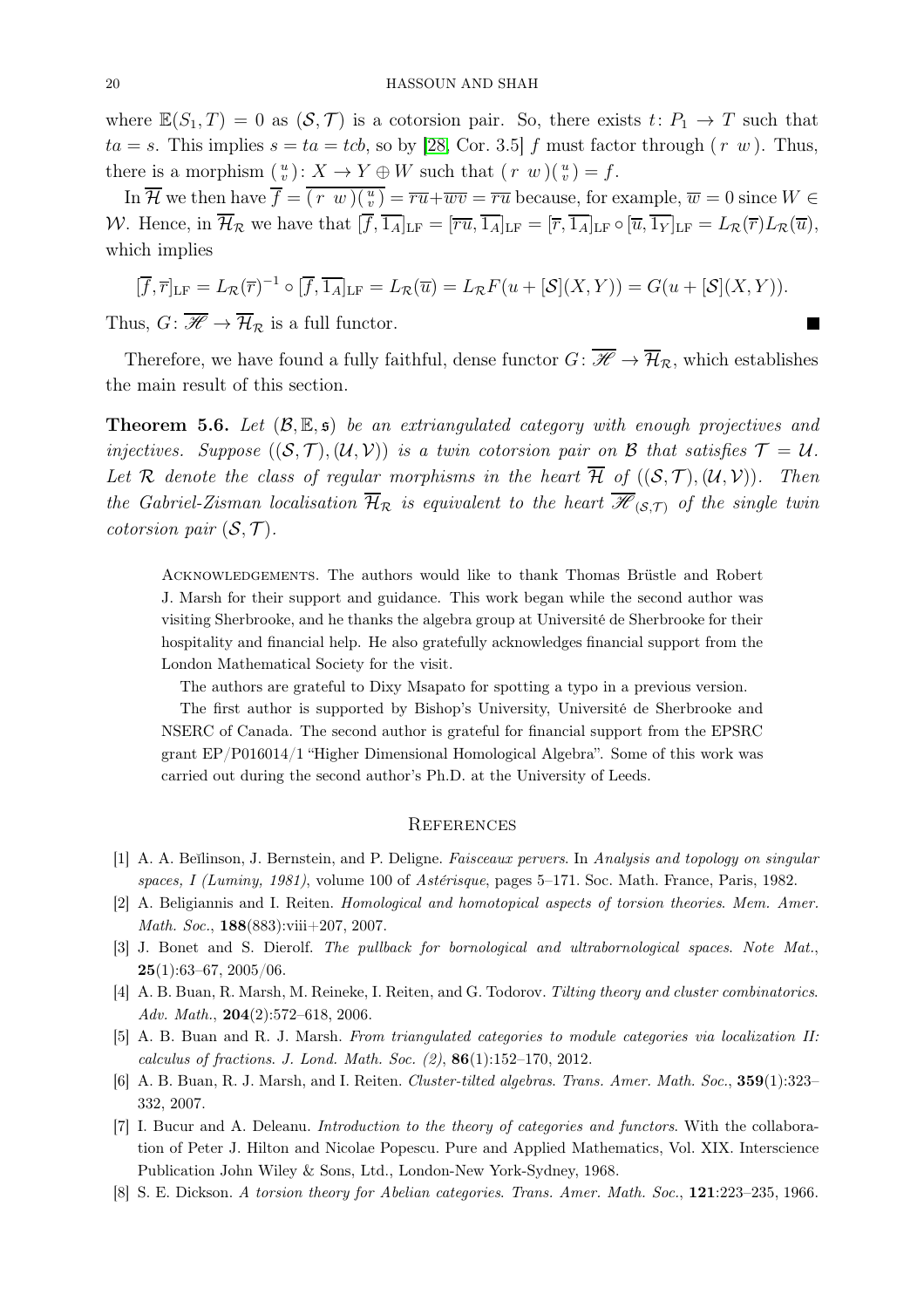where $\mathbb{E}(S_1, T) = 0$ as $(\mathcal{S}, \mathcal{T})$ is a cotorsion pair. So, there exists $t\colon P_1 \to T$ such that $ta = s$. This implies $s = ta = tcb$, so by [28, Cor. 3.5] $f$ must factor through $(\, r \;\, w\,)$. Thus, there is a morphism $\left(\begin{smallmatrix} u \\ v \end{smallmatrix}\right)\colon X \to Y \oplus W$ such that $(\, r \;\, w\,)\left(\begin{smallmatrix} u \\ v \end{smallmatrix}\right) = f$.

In $\overline{\mathcal{H}}$ we then have $\overline{f} = \overline{(\, r \;\, w\,)\left(\begin{smallmatrix} u \\ v \end{smallmatrix}\right)} = \overline{ru} + \overline{wv} = \overline{ru}$ because, for example, $\overline{w} = 0$ since $W \in \mathcal{W}$. Hence, in $\overline{\mathcal{H}}_{\mathcal{R}}$ we have that $[\overline{f}, \overline{1_A}]_{\mathrm{LF}} = [\overline{ru}, \overline{1_A}]_{\mathrm{LF}} = [\overline{r}, \overline{1_A}]_{\mathrm{LF}} \circ [\overline{u}, \overline{1_Y}]_{\mathrm{LF}} = L_{\mathcal{R}}(\overline{r}) L_{\mathcal{R}}(\overline{u})$, which implies

$$[\overline{f}, \overline{r}]_{\mathrm{LF}} = L_{\mathcal{R}}(\overline{r})^{-1} \circ [\overline{f}, \overline{1_A}]_{\mathrm{LF}} = L_{\mathcal{R}}(\overline{u}) = L_{\mathcal{R}} F(u + [\mathcal{S}](X, Y)) = G(u + [\mathcal{S}](X, Y)).$$

Thus, $G\colon \overline{\mathscr{H}} \to \overline{\mathcal{H}}_{\mathcal{R}}$ is a full functor. ∎

Therefore, we have found a fully faithful, dense functor $G\colon \overline{\mathscr{H}} \to \overline{\mathcal{H}}_{\mathcal{R}}$, which establishes the main result of this section.

**Theorem 5.6.** *Let $(\mathcal{B}, \mathbb{E}, \mathfrak{s})$ be an extriangulated category with enough projectives and injectives. Suppose $((\mathcal{S}, \mathcal{T}), (\mathcal{U}, \mathcal{V}))$ is a twin cotorsion pair on $\mathcal{B}$ that satisfies $\mathcal{T} = \mathcal{U}$. Let $\mathcal{R}$ denote the class of regular morphisms in the heart $\overline{\mathcal{H}}$ of $((\mathcal{S}, \mathcal{T}), (\mathcal{U}, \mathcal{V}))$. Then the Gabriel-Zisman localisation $\overline{\mathcal{H}}_{\mathcal{R}}$ is equivalent to the heart $\overline{\mathscr{H}}_{(\mathcal{S}, \mathcal{T})}$ of the single twin cotorsion pair $(\mathcal{S}, \mathcal{T})$.*

Acknowledgements. The authors would like to thank Thomas Brüstle and Robert J. Marsh for their support and guidance. This work began while the second author was visiting Sherbrooke, and he thanks the algebra group at Université de Sherbrooke for their hospitality and financial help. He also gratefully acknowledges financial support from the London Mathematical Society for the visit.

The authors are grateful to Dixy Msapato for spotting a typo in a previous version.

The first author is supported by Bishop's University, Université de Sherbrooke and NSERC of Canada. The second author is grateful for financial support from the EPSRC grant EP/P016014/1 "Higher Dimensional Homological Algebra". Some of this work was carried out during the second author's Ph.D. at the University of Leeds.

## References

[1] A. A. Beĭlinson, J. Bernstein, and P. Deligne. *Faisceaux pervers*. In *Analysis and topology on singular spaces, I (Luminy, 1981)*, volume 100 of *Astérisque*, pages 5–171. Soc. Math. France, Paris, 1982.

[2] A. Beligiannis and I. Reiten. *Homological and homotopical aspects of torsion theories*. *Mem. Amer. Math. Soc.*, **188**(883):viii+207, 2007.

[3] J. Bonet and S. Dierolf. *The pullback for bornological and ultrabornological spaces*. *Note Mat.*, **25**(1):63–67, 2005/06.

[4] A. B. Buan, R. Marsh, M. Reineke, I. Reiten, and G. Todorov. *Tilting theory and cluster combinatorics*. *Adv. Math.*, **204**(2):572–618, 2006.

[5] A. B. Buan and R. J. Marsh. *From triangulated categories to module categories via localization II: calculus of fractions*. *J. Lond. Math. Soc. (2)*, **86**(1):152–170, 2012.

[6] A. B. Buan, R. J. Marsh, and I. Reiten. *Cluster-tilted algebras*. *Trans. Amer. Math. Soc.*, **359**(1):323–332, 2007.

[7] I. Bucur and A. Deleanu. *Introduction to the theory of categories and functors*. With the collaboration of Peter J. Hilton and Nicolae Popescu. Pure and Applied Mathematics, Vol. XIX. Interscience Publication John Wiley & Sons, Ltd., London-New York-Sydney, 1968.

[8] S. E. Dickson. *A torsion theory for Abelian categories*. *Trans. Amer. Math. Soc.*, **121**:223–235, 1966.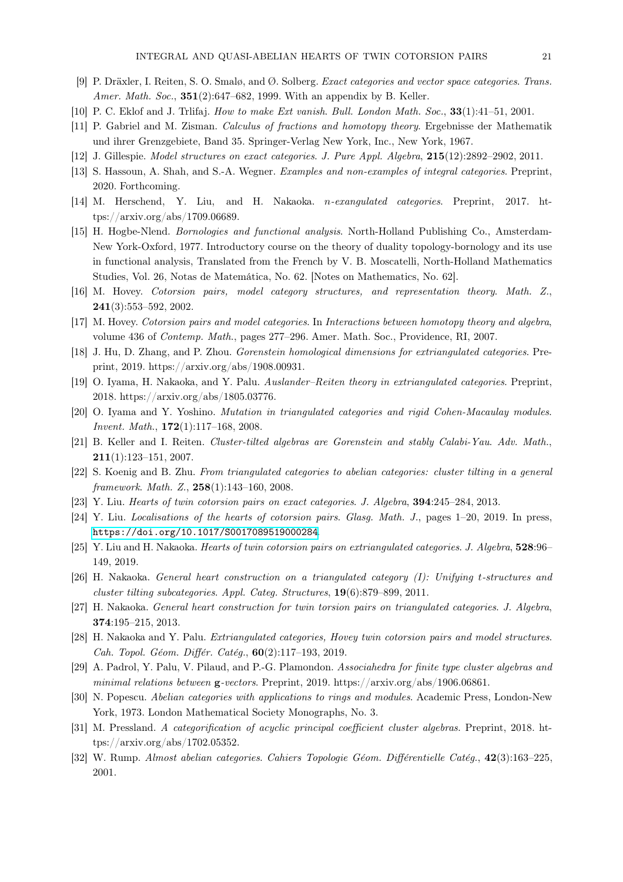[9] P. Dräxler, I. Reiten, S. O. Smalø, and Ø. Solberg. *Exact categories and vector space categories. Trans. Amer. Math. Soc.*, **351**(2):647–682, 1999. With an appendix by B. Keller.

[10] P. C. Eklof and J. Trlifaj. *How to make Ext vanish. Bull. London Math. Soc.*, **33**(1):41–51, 2001.

[11] P. Gabriel and M. Zisman. *Calculus of fractions and homotopy theory*. Ergebnisse der Mathematik und ihrer Grenzgebiete, Band 35. Springer-Verlag New York, Inc., New York, 1967.

[12] J. Gillespie. *Model structures on exact categories. J. Pure Appl. Algebra*, **215**(12):2892–2902, 2011.

[13] S. Hassoun, A. Shah, and S.-A. Wegner. *Examples and non-examples of integral categories*. Preprint, 2020. Forthcoming.

[14] M. Herschend, Y. Liu, and H. Nakaoka. *n-exangulated categories*. Preprint, 2017. https://arxiv.org/abs/1709.06689.

[15] H. Hogbe-Nlend. *Bornologies and functional analysis*. North-Holland Publishing Co., Amsterdam-New York-Oxford, 1977. Introductory course on the theory of duality topology-bornology and its use in functional analysis, Translated from the French by V. B. Moscatelli, North-Holland Mathematics Studies, Vol. 26, Notas de Matemática, No. 62. [Notes on Mathematics, No. 62].

[16] M. Hovey. *Cotorsion pairs, model category structures, and representation theory. Math. Z.*, **241**(3):553–592, 2002.

[17] M. Hovey. *Cotorsion pairs and model categories*. In *Interactions between homotopy theory and algebra*, volume 436 of *Contemp. Math.*, pages 277–296. Amer. Math. Soc., Providence, RI, 2007.

[18] J. Hu, D. Zhang, and P. Zhou. *Gorenstein homological dimensions for extriangulated categories*. Preprint, 2019. https://arxiv.org/abs/1908.00931.

[19] O. Iyama, H. Nakaoka, and Y. Palu. *Auslander–Reiten theory in extriangulated categories*. Preprint, 2018. https://arxiv.org/abs/1805.03776.

[20] O. Iyama and Y. Yoshino. *Mutation in triangulated categories and rigid Cohen-Macaulay modules. Invent. Math.*, **172**(1):117–168, 2008.

[21] B. Keller and I. Reiten. *Cluster-tilted algebras are Gorenstein and stably Calabi-Yau. Adv. Math.*, **211**(1):123–151, 2007.

[22] S. Koenig and B. Zhu. *From triangulated categories to abelian categories: cluster tilting in a general framework. Math. Z.*, **258**(1):143–160, 2008.

[23] Y. Liu. *Hearts of twin cotorsion pairs on exact categories. J. Algebra*, **394**:245–284, 2013.

[24] Y. Liu. *Localisations of the hearts of cotorsion pairs. Glasg. Math. J.*, pages 1–20, 2019. In press, `https://doi.org/10.1017/S0017089519000284`.

[25] Y. Liu and H. Nakaoka. *Hearts of twin cotorsion pairs on extriangulated categories. J. Algebra*, **528**:96–149, 2019.

[26] H. Nakaoka. *General heart construction on a triangulated category (I): Unifying t-structures and cluster tilting subcategories. Appl. Categ. Structures*, **19**(6):879–899, 2011.

[27] H. Nakaoka. *General heart construction for twin torsion pairs on triangulated categories. J. Algebra*, **374**:195–215, 2013.

[28] H. Nakaoka and Y. Palu. *Extriangulated categories, Hovey twin cotorsion pairs and model structures. Cah. Topol. Géom. Différ. Catég.*, **60**(2):117–193, 2019.

[29] A. Padrol, Y. Palu, V. Pilaud, and P.-G. Plamondon. *Associahedra for finite type cluster algebras and minimal relations between* **g***-vectors*. Preprint, 2019. https://arxiv.org/abs/1906.06861.

[30] N. Popescu. *Abelian categories with applications to rings and modules*. Academic Press, London-New York, 1973. London Mathematical Society Monographs, No. 3.

[31] M. Pressland. *A categorification of acyclic principal coefficient cluster algebras*. Preprint, 2018. https://arxiv.org/abs/1702.05352.

[32] W. Rump. *Almost abelian categories. Cahiers Topologie Géom. Différentielle Catég.*, **42**(3):163–225, 2001.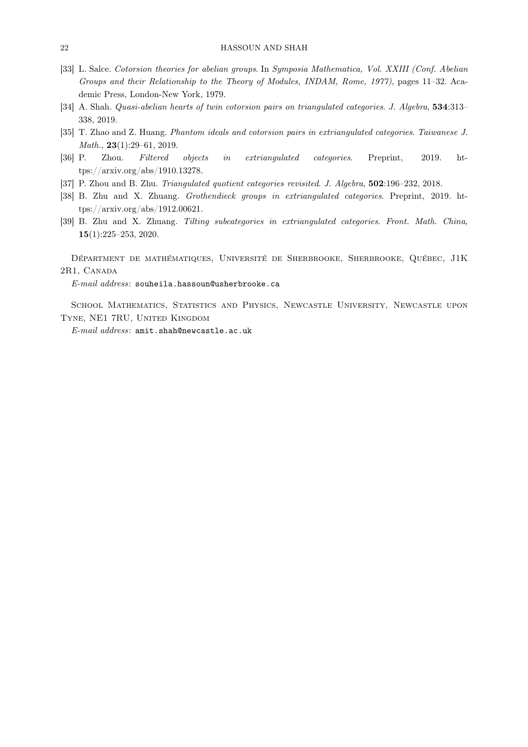[33] L. Salce. *Cotorsion theories for abelian groups*. In *Symposia Mathematica, Vol. XXIII (Conf. Abelian Groups and their Relationship to the Theory of Modules, INDAM, Rome, 1977)*, pages 11–32. Academic Press, London-New York, 1979.

[34] A. Shah. *Quasi-abelian hearts of twin cotorsion pairs on triangulated categories*. *J. Algebra*, **534**:313–338, 2019.

[35] T. Zhao and Z. Huang. *Phantom ideals and cotorsion pairs in extriangulated categories*. *Taiwanese J. Math.*, **23**(1):29–61, 2019.

[36] P. Zhou. *Filtered objects in extriangulated categories*. Preprint, 2019. https://arxiv.org/abs/1910.13278.

[37] P. Zhou and B. Zhu. *Triangulated quotient categories revisited*. *J. Algebra*, **502**:196–232, 2018.

[38] B. Zhu and X. Zhuang. *Grothendieck groups in extriangulated categories*. Preprint, 2019. https://arxiv.org/abs/1912.00621.

[39] B. Zhu and X. Zhuang. *Tilting subcategories in extriangulated categories*. *Front. Math. China*, **15**(1):225–253, 2020.

Départment de mathématiques, Université de Sherbrooke, Sherbrooke, Québec, J1K 2R1, Canada

*E-mail address*: `souheila.hassoun@usherbrooke.ca`

School Mathematics, Statistics and Physics, Newcastle University, Newcastle upon Tyne, NE1 7RU, United Kingdom

*E-mail address*: `amit.shah@newcastle.ac.uk`